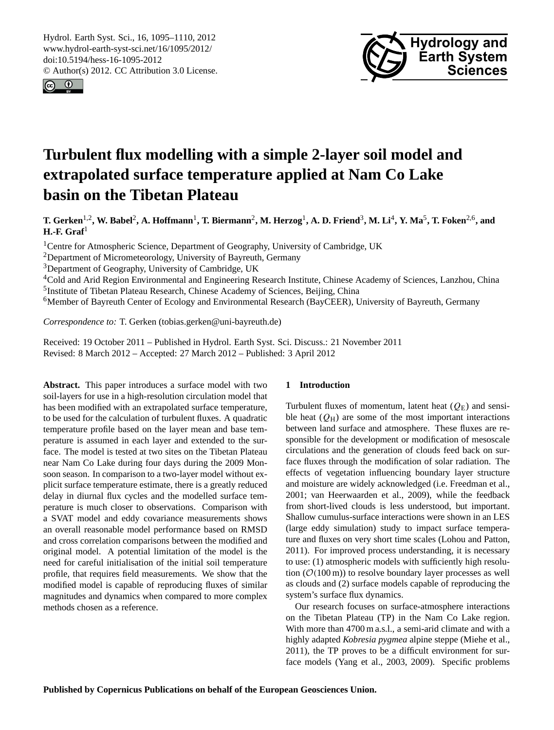# Turbulent flux modelling with a simple 2-layer soil model and extrapolated surface temperature applied at Nam Co Lake basin on the Tibetan Plateau

**T. Gerken[1,2], W. Babel[2], A. Hoffmann[1], T. Biermann[2], M. Herzog[1], A. D. Friend[3], M. Li[4], Y. Ma[5], T. Foken[2,6], and H.-F. Graf[1]**

[1]Centre for Atmospheric Science, Department of Geography, University of Cambridge, UK
[2]Department of Micrometeorology, University of Bayreuth, Germany
[3]Department of Geography, University of Cambridge, UK
[4]Cold and Arid Region Environmental and Engineering Research Institute, Chinese Academy of Sciences, Lanzhou, China
[5]Institute of Tibetan Plateau Research, Chinese Academy of Sciences, Beijing, China
[6]Member of Bayreuth Center of Ecology and Environmental Research (BayCEER), University of Bayreuth, Germany

*Correspondence to:* T. Gerken (tobias.gerken@uni-bayreuth.de)

Received: 19 October 2011 – Published in Hydrol. Earth Syst. Sci. Discuss.: 21 November 2011
Revised: 8 March 2012 – Accepted: 27 March 2012 – Published: 3 April 2012

**Abstract.** This paper introduces a surface model with two soil-layers for use in a high-resolution circulation model that has been modified with an extrapolated surface temperature, to be used for the calculation of turbulent fluxes. A quadratic temperature profile based on the layer mean and base temperature is assumed in each layer and extended to the surface. The model is tested at two sites on the Tibetan Plateau near Nam Co Lake during four days during the 2009 Monsoon season. In comparison to a two-layer model without explicit surface temperature estimate, there is a greatly reduced delay in diurnal flux cycles and the modelled surface temperature is much closer to observations. Comparison with a SVAT model and eddy covariance measurements shows an overall reasonable model performance based on RMSD and cross correlation comparisons between the modified and original model. A potential limitation of the model is the need for careful initialisation of the initial soil temperature profile, that requires field measurements. We show that the modified model is capable of reproducing fluxes of similar magnitudes and dynamics when compared to more complex methods chosen as a reference.

## 1 Introduction

Turbulent fluxes of momentum, latent heat ($Q_E$) and sensible heat ($Q_H$) are some of the most important interactions between land surface and atmosphere. These fluxes are responsible for the development or modification of mesoscale circulations and the generation of clouds feed back on surface fluxes through the modification of solar radiation. The effects of vegetation influencing boundary layer structure and moisture are widely acknowledged (i.e. Freedman et al., 2001; van Heerwaarden et al., 2009), while the feedback from short-lived clouds is less understood, but important. Shallow cumulus-surface interactions were shown in an LES (large eddy simulation) study to impact surface temperature and fluxes on very short time scales (Lohou and Patton, 2011). For improved process understanding, it is necessary to use: (1) atmospheric models with sufficiently high resolution ($\mathcal{O}(100\,\mathrm{m})$) to resolve boundary layer processes as well as clouds and (2) surface models capable of reproducing the system's surface flux dynamics.

Our research focuses on surface-atmosphere interactions on the Tibetan Plateau (TP) in the Nam Co Lake region. With more than 4700 m a.s.l., a semi-arid climate and with a highly adapted *Kobresia pygmea* alpine steppe (Miehe et al., 2011), the TP proves to be a difficult environment for surface models (Yang et al., 2003, 2009). Specific problems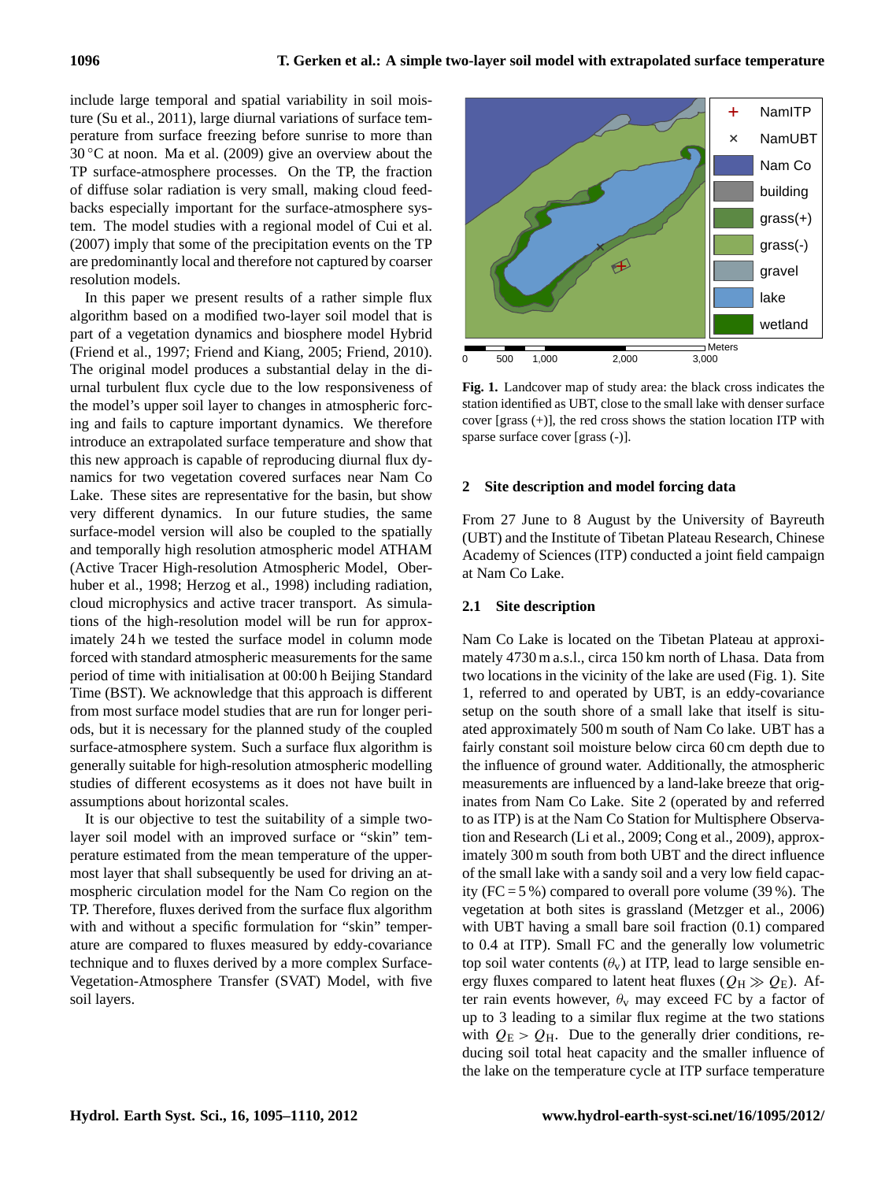include large temporal and spatial variability in soil moisture (Su et al., 2011), large diurnal variations of surface temperature from surface freezing before sunrise to more than 30 °C at noon. Ma et al. (2009) give an overview about the TP surface-atmosphere processes. On the TP, the fraction of diffuse solar radiation is very small, making cloud feedbacks especially important for the surface-atmosphere system. The model studies with a regional model of Cui et al. (2007) imply that some of the precipitation events on the TP are predominantly local and therefore not captured by coarser resolution models.

In this paper we present results of a rather simple flux algorithm based on a modified two-layer soil model that is part of a vegetation dynamics and biosphere model Hybrid (Friend et al., 1997; Friend and Kiang, 2005; Friend, 2010). The original model produces a substantial delay in the diurnal turbulent flux cycle due to the low responsiveness of the model's upper soil layer to changes in atmospheric forcing and fails to capture important dynamics. We therefore introduce an extrapolated surface temperature and show that this new approach is capable of reproducing diurnal flux dynamics for two vegetation covered surfaces near Nam Co Lake. These sites are representative for the basin, but show very different dynamics. In our future studies, the same surface-model version will also be coupled to the spatially and temporally high resolution atmospheric model ATHAM (Active Tracer High-resolution Atmospheric Model, Oberhuber et al., 1998; Herzog et al., 1998) including radiation, cloud microphysics and active tracer transport. As simulations of the high-resolution model will be run for approximately 24 h we tested the surface model in column mode forced with standard atmospheric measurements for the same period of time with initialisation at 00:00 h Beijing Standard Time (BST). We acknowledge that this approach is different from most surface model studies that are run for longer periods, but it is necessary for the planned study of the coupled surface-atmosphere system. Such a surface flux algorithm is generally suitable for high-resolution atmospheric modelling studies of different ecosystems as it does not have built in assumptions about horizontal scales.

It is our objective to test the suitability of a simple two-layer soil model with an improved surface or "skin" temperature estimated from the mean temperature of the uppermost layer that shall subsequently be used for driving an atmospheric circulation model for the Nam Co region on the TP. Therefore, fluxes derived from the surface flux algorithm with and without a specific formulation for "skin" temperature are compared to fluxes measured by eddy-covariance technique and to fluxes derived by a more complex Surface-Vegetation-Atmosphere Transfer (SVAT) Model, with five soil layers.

**Fig. 1.** Landcover map of study area: the black cross indicates the station identified as UBT, close to the small lake with denser surface cover [grass (+)], the red cross shows the station location ITP with sparse surface cover [grass (-)].

## 2 Site description and model forcing data

From 27 June to 8 August by the University of Bayreuth (UBT) and the Institute of Tibetan Plateau Research, Chinese Academy of Sciences (ITP) conducted a joint field campaign at Nam Co Lake.

### 2.1 Site description

Nam Co Lake is located on the Tibetan Plateau at approximately 4730 m a.s.l., circa 150 km north of Lhasa. Data from two locations in the vicinity of the lake are used (Fig. 1). Site 1, referred to and operated by UBT, is an eddy-covariance setup on the south shore of a small lake that itself is situated approximately 500 m south of Nam Co lake. UBT has a fairly constant soil moisture below circa 60 cm depth due to the influence of ground water. Additionally, the atmospheric measurements are influenced by a land-lake breeze that originates from Nam Co Lake. Site 2 (operated by and referred to as ITP) is at the Nam Co Station for Multisphere Observation and Research (Li et al., 2009; Cong et al., 2009), approximately 300 m south from both UBT and the direct influence of the small lake with a sandy soil and a very low field capacity (FC = 5 %) compared to overall pore volume (39 %). The vegetation at both sites is grassland (Metzger et al., 2006) with UBT having a small bare soil fraction (0.1) compared to 0.4 at ITP). Small FC and the generally low volumetric top soil water contents ($\theta_v$) at ITP, lead to large sensible energy fluxes compared to latent heat fluxes ($Q_H \gg Q_E$). After rain events however, $\theta_v$ may exceed FC by a factor of up to 3 leading to a similar flux regime at the two stations with $Q_E > Q_H$. Due to the generally drier conditions, reducing soil total heat capacity and the smaller influence of the lake on the temperature cycle at ITP surface temperature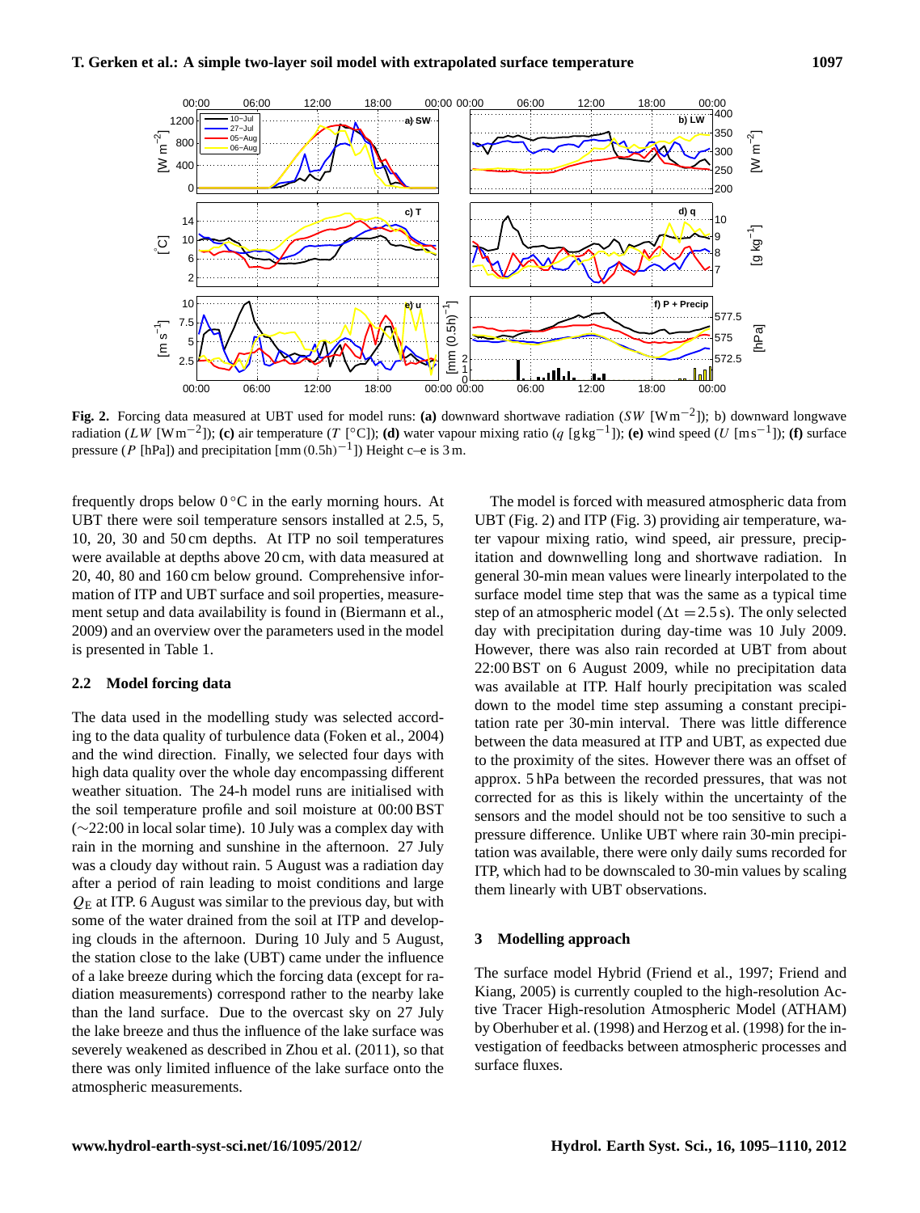**Fig. 2.** Forcing data measured at UBT used for model runs: **(a)** downward shortwave radiation ($SW$ [$\mathrm{W\,m^{-2}}$]); b) downward longwave radiation ($LW$ [$\mathrm{W\,m^{-2}}$]); **(c)** air temperature ($T$ [°C]); **(d)** water vapour mixing ratio ($q$ [$\mathrm{g\,kg^{-1}}$]); **(e)** wind speed ($U$ [$\mathrm{m\,s^{-1}}$]); **(f)** surface pressure ($P$ [hPa]) and precipitation [$\mathrm{mm\,(0.5h)^{-1}}$]) Height c–e is 3 m.

frequently drops below 0 °C in the early morning hours. At UBT there were soil temperature sensors installed at 2.5, 5, 10, 20, 30 and 50 cm depths. At ITP no soil temperatures were available at depths above 20 cm, with data measured at 20, 40, 80 and 160 cm below ground. Comprehensive information of ITP and UBT surface and soil properties, measurement setup and data availability is found in (Biermann et al., 2009) and an overview over the parameters used in the model is presented in Table 1.

## 2.2 Model forcing data

The data used in the modelling study was selected according to the data quality of turbulence data (Foken et al., 2004) and the wind direction. Finally, we selected four days with high data quality over the whole day encompassing different weather situation. The 24-h model runs are initialised with the soil temperature profile and soil moisture at 00:00 BST (∼22:00 in local solar time). 10 July was a complex day with rain in the morning and sunshine in the afternoon. 27 July was a cloudy day without rain. 5 August was a radiation day after a period of rain leading to moist conditions and large $Q_E$ at ITP. 6 August was similar to the previous day, but with some of the water drained from the soil at ITP and developing clouds in the afternoon. During 10 July and 5 August, the station close to the lake (UBT) came under the influence of a lake breeze during which the forcing data (except for radiation measurements) correspond rather to the nearby lake than the land surface. Due to the overcast sky on 27 July the lake breeze and thus the influence of the lake surface was severely weakened as described in Zhou et al. (2011), so that there was only limited influence of the lake surface onto the atmospheric measurements.

The model is forced with measured atmospheric data from UBT (Fig. 2) and ITP (Fig. 3) providing air temperature, water vapour mixing ratio, wind speed, air pressure, precipitation and downwelling long and shortwave radiation. In general 30-min mean values were linearly interpolated to the surface model time step that was the same as a typical time step of an atmospheric model ($\Delta t = 2.5$ s). The only selected day with precipitation during day-time was 10 July 2009. However, there was also rain recorded at UBT from about 22:00 BST on 6 August 2009, while no precipitation data was available at ITP. Half hourly precipitation was scaled down to the model time step assuming a constant precipitation rate per 30-min interval. There was little difference between the data measured at ITP and UBT, as expected due to the proximity of the sites. However there was an offset of approx. 5 hPa between the recorded pressures, that was not corrected for as this is likely within the uncertainty of the sensors and the model should not be too sensitive to such a pressure difference. Unlike UBT where rain 30-min precipitation was available, there were only daily sums recorded for ITP, which had to be downscaled to 30-min values by scaling them linearly with UBT observations.

# 3 Modelling approach

The surface model Hybrid (Friend et al., 1997; Friend and Kiang, 2005) is currently coupled to the high-resolution Active Tracer High-resolution Atmospheric Model (ATHAM) by Oberhuber et al. (1998) and Herzog et al. (1998) for the investigation of feedbacks between atmospheric processes and surface fluxes.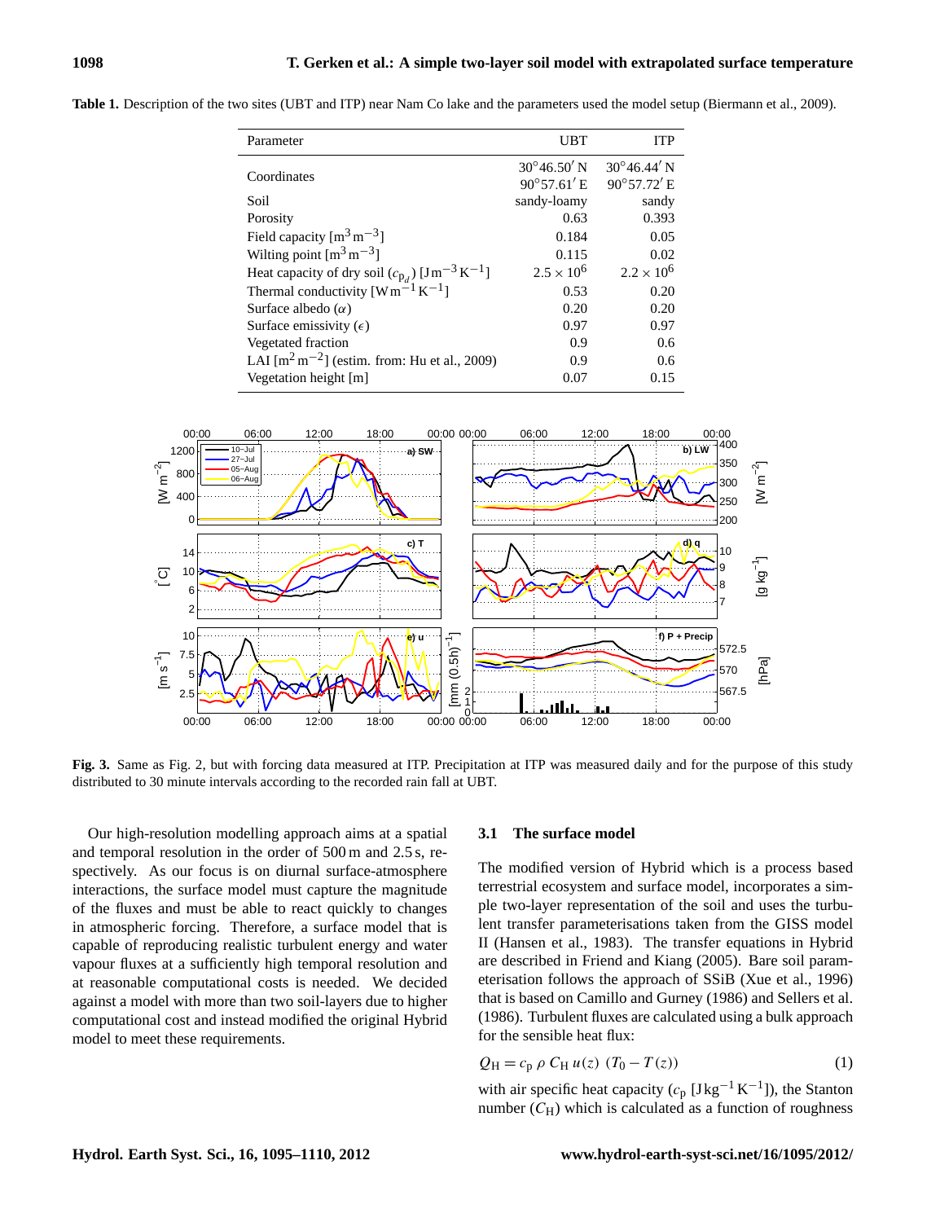**Table 1.** Description of the two sites (UBT and ITP) near Nam Co lake and the parameters used the model setup (Biermann et al., 2009).

| Parameter | UBT | ITP |
|---|---|---|
| Coordinates | 30°46.50′ N 90°57.61′ E | 30°46.44′ N 90°57.72′ E |
| Soil | sandy-loamy | sandy |
| Porosity | 0.63 | 0.393 |
| Field capacity [$m^3\,m^{-3}$] | 0.184 | 0.05 |
| Wilting point [$m^3\,m^{-3}$] | 0.115 | 0.02 |
| Heat capacity of dry soil ($c_{p_d}$) [$J\,m^{-3}\,K^{-1}$] | $2.5 \times 10^6$ | $2.2 \times 10^6$ |
| Thermal conductivity [$W\,m^{-1}\,K^{-1}$] | 0.53 | 0.20 |
| Surface albedo ($\alpha$) | 0.20 | 0.20 |
| Surface emissivity ($\epsilon$) | 0.97 | 0.97 |
| Vegetated fraction | 0.9 | 0.6 |
| LAI [$m^2\,m^{-2}$] (estim. from: Hu et al., 2009) | 0.9 | 0.6 |
| Vegetation height [m] | 0.07 | 0.15 |

**Fig. 3.** Same as Fig. 2, but with forcing data measured at ITP. Precipitation at ITP was measured daily and for the purpose of this study distributed to 30 minute intervals according to the recorded rain fall at UBT.

Our high-resolution modelling approach aims at a spatial and temporal resolution in the order of 500 m and 2.5 s, respectively. As our focus is on diurnal surface-atmosphere interactions, the surface model must capture the magnitude of the fluxes and must be able to react quickly to changes in atmospheric forcing. Therefore, a surface model that is capable of reproducing realistic turbulent energy and water vapour fluxes at a sufficiently high temporal resolution and at reasonable computational costs is needed. We decided against a model with more than two soil-layers due to higher computational cost and instead modified the original Hybrid model to meet these requirements.

### 3.1 The surface model

The modified version of Hybrid which is a process based terrestrial ecosystem and surface model, incorporates a simple two-layer representation of the soil and uses the turbulent transfer parameterisations taken from the GISS model II (Hansen et al., 1983). The transfer equations in Hybrid are described in Friend and Kiang (2005). Bare soil parameterisation follows the approach of SSiB (Xue et al., 1996) that is based on Camillo and Gurney (1986) and Sellers et al. (1986). Turbulent fluxes are calculated using a bulk approach for the sensible heat flux:

$$Q_H = c_p\, \rho\, C_H\, u(z)\, (T_0 - T(z)) \tag{1}$$

with air specific heat capacity ($c_p$ [$J\,kg^{-1}\,K^{-1}$]), the Stanton number ($C_H$) which is calculated as a function of roughness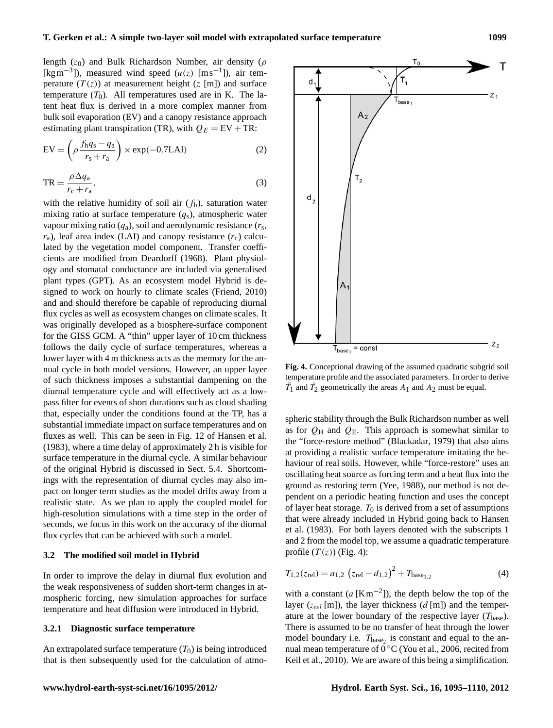length ($z_0$) and Bulk Richardson Number, air density ($\rho$ [kg m$^{-3}$]), measured wind speed ($u(z)$ [m s$^{-1}$]), air temperature ($T(z)$) at measurement height ($z$ [m]) and surface temperature ($T_0$). All temperatures used are in K. The latent heat flux is derived in a more complex manner from bulk soil evaporation (EV) and a canopy resistance approach estimating plant transpiration (TR), with $Q_E = \text{EV} + \text{TR}$:

$$\text{EV} = \left(\rho \frac{f_\text{h} q_\text{s} - q_\text{a}}{r_\text{s} + r_\text{a}}\right) \times \exp(-0.7\text{LAI}) \tag{2}$$

$$\text{TR} = \frac{\rho \Delta q_\text{a}}{r_\text{c} + r_\text{a}}, \tag{3}$$

with the relative humidity of soil air ($f_\text{h}$), saturation water mixing ratio at surface temperature ($q_\text{s}$), atmospheric water vapour mixing ratio ($q_\text{a}$), soil and aerodynamic resistance ($r_\text{s}$, $r_\text{a}$), leaf area index (LAI) and canopy resistance ($r_\text{c}$) calculated by the vegetation model component. Transfer coefficients are modified from Deardorff (1968). Plant physiology and stomatal conductance are included via generalised plant types (GPT). As an ecosystem model Hybrid is designed to work on hourly to climate scales (Friend, 2010) and and should therefore be capable of reproducing diurnal flux cycles as well as ecosystem changes on climate scales. It was originally developed as a biosphere-surface component for the GISS GCM. A "thin" upper layer of 10 cm thickness follows the daily cycle of surface temperatures, whereas a lower layer with 4 m thickness acts as the memory for the annual cycle in both model versions. However, an upper layer of such thickness imposes a substantial dampening on the diurnal temperature cycle and will effectively act as a low-pass filter for events of short durations such as cloud shading that, especially under the conditions found at the TP, has a substantial immediate impact on surface temperatures and on fluxes as well. This can be seen in Fig. 12 of Hansen et al. (1983), where a time delay of approximately 2 h is visible for surface temperature in the diurnal cycle. A similar behaviour of the original Hybrid is discussed in Sect. 5.4. Shortcomings with the representation of diurnal cycles may also impact on longer term studies as the model drifts away from a realistic state. As we plan to apply the coupled model for high-resolution simulations with a time step in the order of seconds, we focus in this work on the accuracy of the diurnal flux cycles that can be achieved with such a model.

### 3.2 The modified soil model in Hybrid

In order to improve the delay in diurnal flux evolution and the weak responsiveness of sudden short-term changes in atmospheric forcing, new simulation approaches for surface temperature and heat diffusion were introduced in Hybrid.

#### 3.2.1 Diagnostic surface temperature

An extrapolated surface temperature ($T_0$) is being introduced that is then subsequently used for the calculation of atmospheric stability through the Bulk Richardson number as well as for $Q_\text{H}$ and $Q_\text{E}$. This approach is somewhat similar to the "force-restore method" (Blackadar, 1979) that also aims at providing a realistic surface temperature imitating the behaviour of real soils. However, while "force-restore" uses an oscillating heat source as forcing term and a heat flux into the ground as restoring term (Yee, 1988), our method is not dependent on a periodic heating function and uses the concept of layer heat storage. $T_0$ is derived from a set of assumptions that were already included in Hybrid going back to Hansen et al. (1983). For both layers denoted with the subscripts 1 and 2 from the model top, we assume a quadratic temperature profile ($T(z)$) (Fig. 4):

**Fig. 4.** Conceptional drawing of the assumed quadratic subgrid soil temperature profile and the associated parameters. In order to derive $\bar{T}_1$ and $\bar{T}_2$ geometrically the areas $A_1$ and $A_2$ must be equal.

$$T_{1,2}(z_\text{rel}) = a_{1,2}\,\left(z_\text{rel} - d_{1,2}\right)^2 + T_{\text{base}_{1,2}} \tag{4}$$

with a constant ($a$ [K m$^{-2}$]), the depth below the top of the layer ($z_{rel}$ [m]), the layer thickness ($d$ [m]) and the temperature at the lower boundary of the respective layer ($T_\text{base}$). There is assumed to be no transfer of heat through the lower model boundary i.e. $T_{\text{base}_2}$ is constant and equal to the annual mean temperature of 0 °C (You et al., 2006, recited from Keil et al., 2010). We are aware of this being a simplification.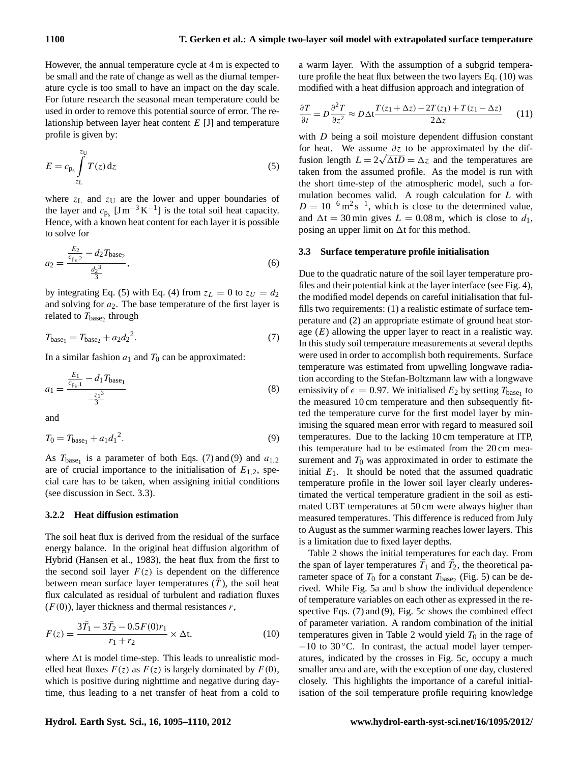However, the annual temperature cycle at 4 m is expected to be small and the rate of change as well as the diurnal temperature cycle is too small to have an impact on the day scale. For future research the seasonal mean temperature could be used in order to remove this potential source of error. The relationship between layer heat content $E$ [J] and temperature profile is given by:

$$E = c_{p_s} \int_{z_L}^{z_U} T(z)\,\mathrm{d}z \tag{5}$$

where $z_L$ and $z_U$ are the lower and upper boundaries of the layer and $c_{p_s}$ [J m$^{-3}$ K$^{-1}$] is the total soil heat capacity. Hence, with a known heat content for each layer it is possible to solve for

$$a_2 = \frac{\frac{E_2}{c_{p_s,2}} - d_2 T_{\mathrm{base}_2}}{\frac{d_2{}^3}{3}}, \tag{6}$$

by integrating Eq. (5) with Eq. (4) from $z_L = 0$ to $z_U = d_2$ and solving for $a_2$. The base temperature of the first layer is related to $T_{\mathrm{base}_2}$ through

$$T_{\mathrm{base}_1} = T_{\mathrm{base}_2} + a_2 d_2{}^2. \tag{7}$$

In a similar fashion $a_1$ and $T_0$ can be approximated:

$$a_1 = \frac{\frac{E_1}{c_{p_s,1}} - d_1 T_{\mathrm{base}_1}}{\frac{-z_1{}^3}{3}} \tag{8}$$

and

$$T_0 = T_{\mathrm{base}_1} + a_1 d_1{}^2. \tag{9}$$

As $T_{\mathrm{base}_1}$ is a parameter of both Eqs. (7) and (9) and $a_{1,2}$ are of crucial importance to the initialisation of $E_{1,2}$, special care has to be taken, when assigning initial conditions (see discussion in Sect. 3.3).

#### 3.2.2 Heat diffusion estimation

The soil heat flux is derived from the residual of the surface energy balance. In the original heat diffusion algorithm of Hybrid (Hansen et al., 1983), the heat flux from the first to the second soil layer $F(z)$ is dependent on the difference between mean surface layer temperatures ($\bar{T}$), the soil heat flux calculated as residual of turbulent and radiation fluxes ($F(0)$), layer thickness and thermal resistances $r$,

$$F(z) = \frac{3\bar{T_1} - 3\bar{T_2} - 0.5F(0)r_1}{r_1 + r_2} \times \Delta t, \tag{10}$$

where $\Delta t$ is model time-step. This leads to unrealistic modelled heat fluxes $F(z)$ as $F(z)$ is largely dominated by $F(0)$, which is positive during nighttime and negative during daytime, thus leading to a net transfer of heat from a cold to a warm layer. With the assumption of a subgrid temperature profile the heat flux between the two layers Eq. (10) was modified with a heat diffusion approach and integration of

$$\frac{\partial T}{\partial t} = D\frac{\partial^2 T}{\partial z^2} \approx D\Delta t \frac{T(z_1 + \Delta z) - 2T(z_1) + T(z_1 - \Delta z)}{2\Delta z} \tag{11}$$

with $D$ being a soil moisture dependent diffusion constant for heat. We assume $\partial z$ to be approximated by the diffusion length $L = 2\sqrt{\Delta t D} = \Delta z$ and the temperatures are taken from the assumed profile. As the model is run with the short time-step of the atmospheric model, such a formulation becomes valid. A rough calculation for $L$ with $D = 10^{-6}\,\mathrm{m^2\,s^{-1}}$, which is close to the determined value, and $\Delta t = 30$ min gives $L = 0.08$ m, which is close to $d_1$, posing an upper limit on $\Delta t$ for this method.

### 3.3 Surface temperature profile initialisation

Due to the quadratic nature of the soil layer temperature profiles and their potential kink at the layer interface (see Fig. 4), the modified model depends on careful initialisation that fulfills two requirements: (1) a realistic estimate of surface temperature and (2) an appropriate estimate of ground heat storage ($E$) allowing the upper layer to react in a realistic way. In this study soil temperature measurements at several depths were used in order to accomplish both requirements. Surface temperature was estimated from upwelling longwave radiation according to the Stefan-Boltzmann law with a longwave emissivity of $\epsilon = 0.97$. We initialised $E_2$ by setting $T_{\mathrm{base}_1}$ to the measured 10 cm temperature and then subsequently fitted the temperature curve for the first model layer by minimising the squared mean error with regard to measured soil temperatures. Due to the lacking 10 cm temperature at ITP, this temperature had to be estimated from the 20 cm measurement and $T_0$ was approximated in order to estimate the initial $E_1$. It should be noted that the assumed quadratic temperature profile in the lower soil layer clearly underestimated the vertical temperature gradient in the soil as estimated UBT temperatures at 50 cm were always higher than measured temperatures. This difference is reduced from July to August as the summer warming reaches lower layers. This is a limitation due to fixed layer depths.

Table 2 shows the initial temperatures for each day. From the span of layer temperatures $\bar{T_1}$ and $\bar{T_2}$, the theoretical parameter space of $T_0$ for a constant $T_{\mathrm{base}_2}$ (Fig. 5) can be derived. While Fig. 5a and b show the individual dependence of temperature variables on each other as expressed in the respective Eqs. (7) and (9), Fig. 5c shows the combined effect of parameter variation. A random combination of the initial temperatures given in Table 2 would yield $T_0$ in the rage of $-10$ to 30 °C. In contrast, the actual model layer temperatures, indicated by the crosses in Fig. 5c, occupy a much smaller area and are, with the exception of one day, clustered closely. This highlights the importance of a careful initialisation of the soil temperature profile requiring knowledge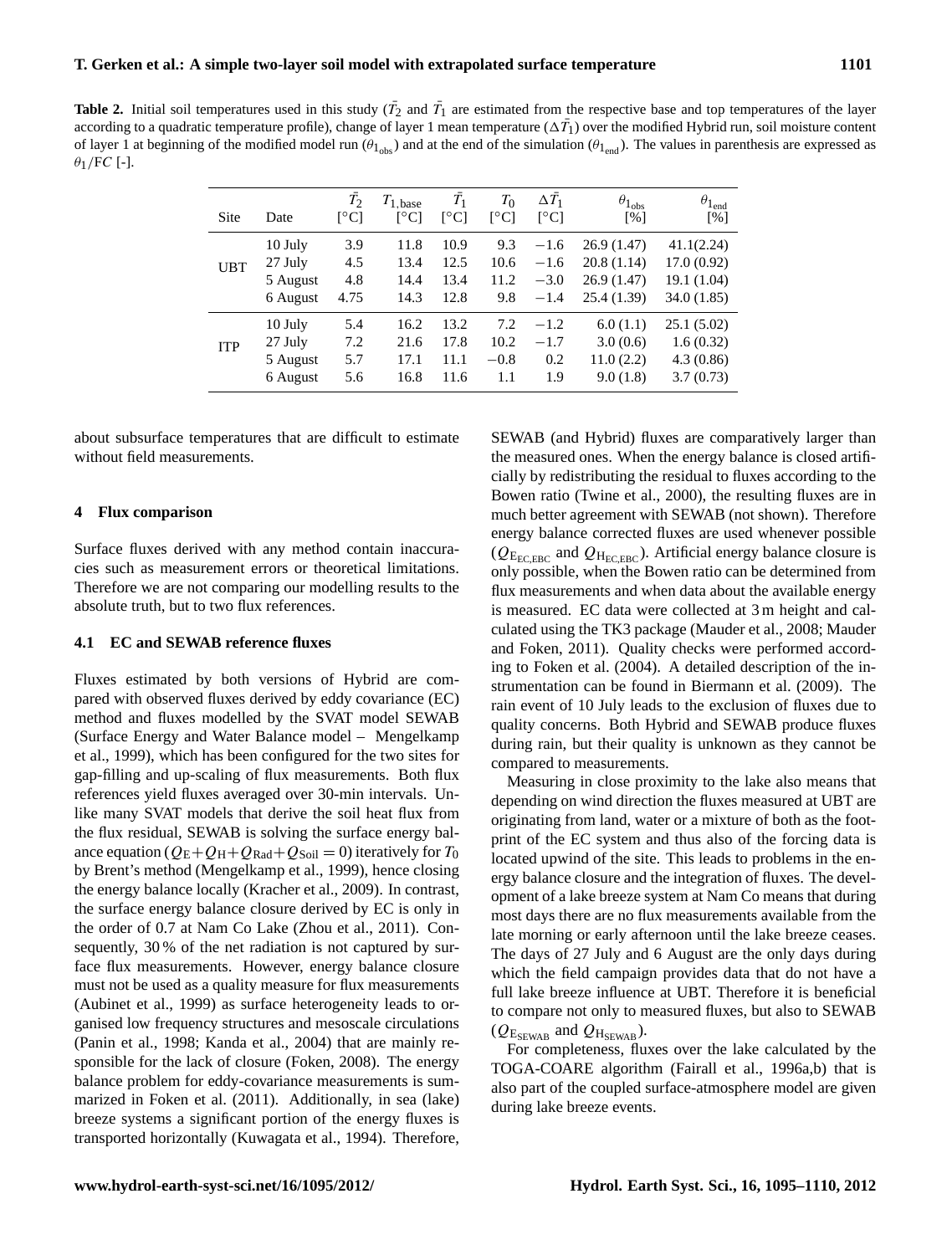**Table 2.** Initial soil temperatures used in this study ($\bar{T}_2$ and $\bar{T}_1$ are estimated from the respective base and top temperatures of the layer according to a quadratic temperature profile), change of layer 1 mean temperature ($\Delta\bar{T}_1$) over the modified Hybrid run, soil moisture content of layer 1 at beginning of the modified model run ($\theta_{1_{obs}}$) and at the end of the simulation ($\theta_{1_{end}}$). The values in parenthesis are expressed as $\theta_1/FC$ [-].

| Site | Date | $\bar{T}_2$ [°C] | $T_{1,\text{base}}$ [°C] | $\bar{T}_1$ [°C] | $T_0$ [°C] | $\Delta\bar{T}_1$ [°C] | $\theta_{1_{obs}}$ [%] | $\theta_{1_{end}}$ [%] |
|---|---|---|---|---|---|---|---|---|
| UBT | 10 July | 3.9 | 11.8 | 10.9 | 9.3 | −1.6 | 26.9 (1.47) | 41.1(2.24) |
| | 27 July | 4.5 | 13.4 | 12.5 | 10.6 | −1.6 | 20.8 (1.14) | 17.0 (0.92) |
| | 5 August | 4.8 | 14.4 | 13.4 | 11.2 | −3.0 | 26.9 (1.47) | 19.1 (1.04) |
| | 6 August | 4.75 | 14.3 | 12.8 | 9.8 | −1.4 | 25.4 (1.39) | 34.0 (1.85) |
| ITP | 10 July | 5.4 | 16.2 | 13.2 | 7.2 | −1.2 | 6.0 (1.1) | 25.1 (5.02) |
| | 27 July | 7.2 | 21.6 | 17.8 | 10.2 | −1.7 | 3.0 (0.6) | 1.6 (0.32) |
| | 5 August | 5.7 | 17.1 | 11.1 | −0.8 | 0.2 | 11.0 (2.2) | 4.3 (0.86) |
| | 6 August | 5.6 | 16.8 | 11.6 | 1.1 | 1.9 | 9.0 (1.8) | 3.7 (0.73) |

about subsurface temperatures that are difficult to estimate without field measurements.

## 4 Flux comparison

Surface fluxes derived with any method contain inaccuracies such as measurement errors or theoretical limitations. Therefore we are not comparing our modelling results to the absolute truth, but to two flux references.

### 4.1 EC and SEWAB reference fluxes

Fluxes estimated by both versions of Hybrid are compared with observed fluxes derived by eddy covariance (EC) method and fluxes modelled by the SVAT model SEWAB (Surface Energy and Water Balance model – Mengelkamp et al., 1999), which has been configured for the two sites for gap-filling and up-scaling of flux measurements. Both flux references yield fluxes averaged over 30-min intervals. Unlike many SVAT models that derive the soil heat flux from the flux residual, SEWAB is solving the surface energy balance equation ($Q_E+Q_H+Q_{Rad}+Q_{Soil}=0$) iteratively for $T_0$ by Brent's method (Mengelkamp et al., 1999), hence closing the energy balance locally (Kracher et al., 2009). In contrast, the surface energy balance closure derived by EC is only in the order of 0.7 at Nam Co Lake (Zhou et al., 2011). Consequently, 30 % of the net radiation is not captured by surface flux measurements. However, energy balance closure must not be used as a quality measure for flux measurements (Aubinet et al., 1999) as surface heterogeneity leads to organised low frequency structures and mesoscale circulations (Panin et al., 1998; Kanda et al., 2004) that are mainly responsible for the lack of closure (Foken, 2008). The energy balance problem for eddy-covariance measurements is summarized in Foken et al. (2011). Additionally, in sea (lake) breeze systems a significant portion of the energy fluxes is transported horizontally (Kuwagata et al., 1994). Therefore, SEWAB (and Hybrid) fluxes are comparatively larger than the measured ones. When the energy balance is closed artificially by redistributing the residual to fluxes according to the Bowen ratio (Twine et al., 2000), the resulting fluxes are in much better agreement with SEWAB (not shown). Therefore energy balance corrected fluxes are used whenever possible ($Q_{E_{EC,EBC}}$ and $Q_{H_{EC,EBC}}$). Artificial energy balance closure is only possible, when the Bowen ratio can be determined from flux measurements and when data about the available energy is measured. EC data were collected at 3 m height and calculated using the TK3 package (Mauder et al., 2008; Mauder and Foken, 2011). Quality checks were performed according to Foken et al. (2004). A detailed description of the instrumentation can be found in Biermann et al. (2009). The rain event of 10 July leads to the exclusion of fluxes due to quality concerns. Both Hybrid and SEWAB produce fluxes during rain, but their quality is unknown as they cannot be compared to measurements.

Measuring in close proximity to the lake also means that depending on wind direction the fluxes measured at UBT are originating from land, water or a mixture of both as the footprint of the EC system and thus also of the forcing data is located upwind of the site. This leads to problems in the energy balance closure and the integration of fluxes. The development of a lake breeze system at Nam Co means that during most days there are no flux measurements available from the late morning or early afternoon until the lake breeze ceases. The days of 27 July and 6 August are the only days during which the field campaign provides data that do not have a full lake breeze influence at UBT. Therefore it is beneficial to compare not only to measured fluxes, but also to SEWAB ($Q_{E_{SEWAB}}$ and $Q_{H_{SEWAB}}$).

For completeness, fluxes over the lake calculated by the TOGA-COARE algorithm (Fairall et al., 1996a,b) that is also part of the coupled surface-atmosphere model are given during lake breeze events.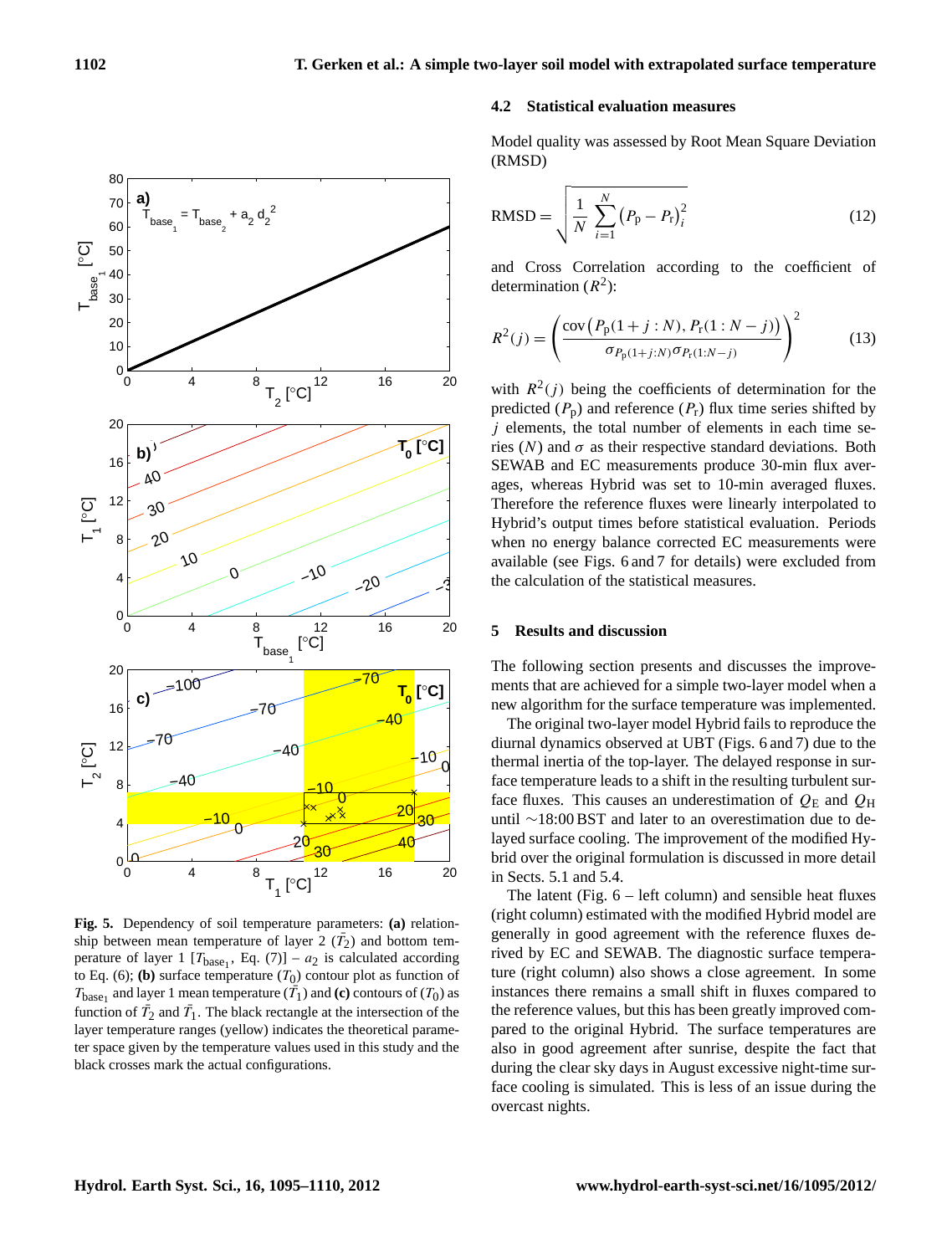**Fig. 5.** Dependency of soil temperature parameters: **(a)** relationship between mean temperature of layer 2 ($\bar{T}_2$) and bottom temperature of layer 1 [$T_{\text{base}_1}$, Eq. (7)] – $a_2$ is calculated according to Eq. (6); **(b)** surface temperature ($T_0$) contour plot as function of $T_{\text{base}_1}$ and layer 1 mean temperature ($\bar{T}_1$) and **(c)** contours of ($T_0$) as function of $\bar{T}_2$ and $\bar{T}_1$. The black rectangle at the intersection of the layer temperature ranges (yellow) indicates the theoretical parameter space given by the temperature values used in this study and the black crosses mark the actual configurations.

### 4.2 Statistical evaluation measures

Model quality was assessed by Root Mean Square Deviation (RMSD)

$$\text{RMSD} = \sqrt{\frac{1}{N}\sum_{i=1}^{N}\left(P_\text{p} - P_\text{r}\right)_i^2} \tag{12}$$

and Cross Correlation according to the coefficient of determination ($R^2$):

$$R^2(j) = \left(\frac{\text{cov}\left(P_\text{p}(1+j:N),\, P_\text{r}(1:N-j)\right)}{\sigma_{P_\text{p}(1+j:N)}\sigma_{P_\text{r}(1:N-j)}}\right)^2 \tag{13}$$

with $R^2(j)$ being the coefficients of determination for the predicted ($P_\text{p}$) and reference ($P_\text{r}$) flux time series shifted by $j$ elements, the total number of elements in each time series ($N$) and $\sigma$ as their respective standard deviations. Both SEWAB and EC measurements produce 30-min flux averages, whereas Hybrid was set to 10-min averaged fluxes. Therefore the reference fluxes were linearly interpolated to Hybrid's output times before statistical evaluation. Periods when no energy balance corrected EC measurements were available (see Figs. 6 and 7 for details) were excluded from the calculation of the statistical measures.

## 5 Results and discussion

The following section presents and discusses the improvements that are achieved for a simple two-layer model when a new algorithm for the surface temperature was implemented.

The original two-layer model Hybrid fails to reproduce the diurnal dynamics observed at UBT (Figs. 6 and 7) due to the thermal inertia of the top-layer. The delayed response in surface temperature leads to a shift in the resulting turbulent surface fluxes. This causes an underestimation of $Q_\text{E}$ and $Q_\text{H}$ until ~18:00 BST and later to an overestimation due to delayed surface cooling. The improvement of the modified Hybrid over the original formulation is discussed in more detail in Sects. 5.1 and 5.4.

The latent (Fig. 6 – left column) and sensible heat fluxes (right column) estimated with the modified Hybrid model are generally in good agreement with the reference fluxes derived by EC and SEWAB. The diagnostic surface temperature (right column) also shows a close agreement. In some instances there remains a small shift in fluxes compared to the reference values, but this has been greatly improved compared to the original Hybrid. The surface temperatures are also in good agreement after sunrise, despite the fact that during the clear sky days in August excessive night-time surface cooling is simulated. This is less of an issue during the overcast nights.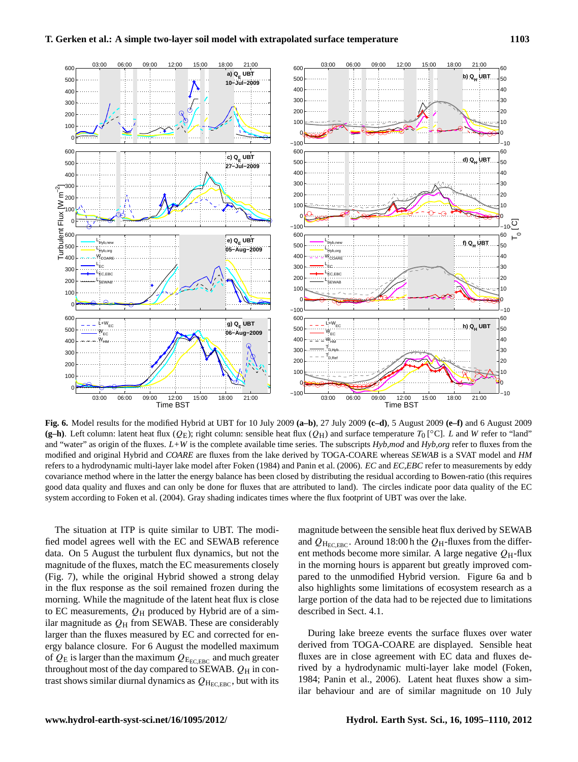**Fig. 6.** Model results for the modified Hybrid at UBT for 10 July 2009 **(a–b)**, 27 July 2009 **(c–d)**, 5 August 2009 **(e–f)** and 6 August 2009 **(g–h)**. Left column: latent heat flux ($Q_E$); right column: sensible heat flux ($Q_H$) and surface temperature $T_0$ [°C]. *L* and *W* refer to "land" and "water" as origin of the fluxes. *L+W* is the complete available time series. The subscripts *Hyb,mod* and *Hyb,org* refer to fluxes from the modified and original Hybrid and *COARE* are fluxes from the lake derived by TOGA-COARE whereas *SEWAB* is a SVAT model and *HM* refers to a hydrodynamic multi-layer lake model after Foken (1984) and Panin et al. (2006). *EC* and *EC,EBC* refer to measurements by eddy covariance method where in the latter the energy balance has been closed by distributing the residual according to Bowen-ratio (this requires good data quality and fluxes and can only be done for fluxes that are attributed to land). The circles indicate poor data quality of the EC system according to Foken et al. (2004). Gray shading indicates times where the flux footprint of UBT was over the lake.

The situation at ITP is quite similar to UBT. The modified model agrees well with the EC and SEWAB reference data. On 5 August the turbulent flux dynamics, but not the magnitude of the fluxes, match the EC measurements closely (Fig. 7), while the original Hybrid showed a strong delay in the flux response as the soil remained frozen during the morning. While the magnitude of the latent heat flux is close to EC measurements, $Q_H$ produced by Hybrid are of a similar magnitude as $Q_H$ from SEWAB. These are considerably larger than the fluxes measured by EC and corrected for energy balance closure. For 6 August the modelled maximum of $Q_E$ is larger than the maximum $Q_{E_{EC,EBC}}$ and much greater throughout most of the day compared to SEWAB. $Q_H$ in contrast shows similar diurnal dynamics as $Q_{H_{EC,EBC}}$, but with its magnitude between the sensible heat flux derived by SEWAB and $Q_{H_{EC,EBC}}$. Around 18:00 h the $Q_H$-fluxes from the different methods become more similar. A large negative $Q_H$-flux in the morning hours is apparent but greatly improved compared to the unmodified Hybrid version. Figure 6a and b also highlights some limitations of ecosystem research as a large portion of the data had to be rejected due to limitations described in Sect. 4.1.

During lake breeze events the surface fluxes over water derived from TOGA-COARE are displayed. Sensible heat fluxes are in close agreement with EC data and fluxes derived by a hydrodynamic multi-layer lake model (Foken, 1984; Panin et al., 2006). Latent heat fluxes show a similar behaviour and are of similar magnitude on 10 July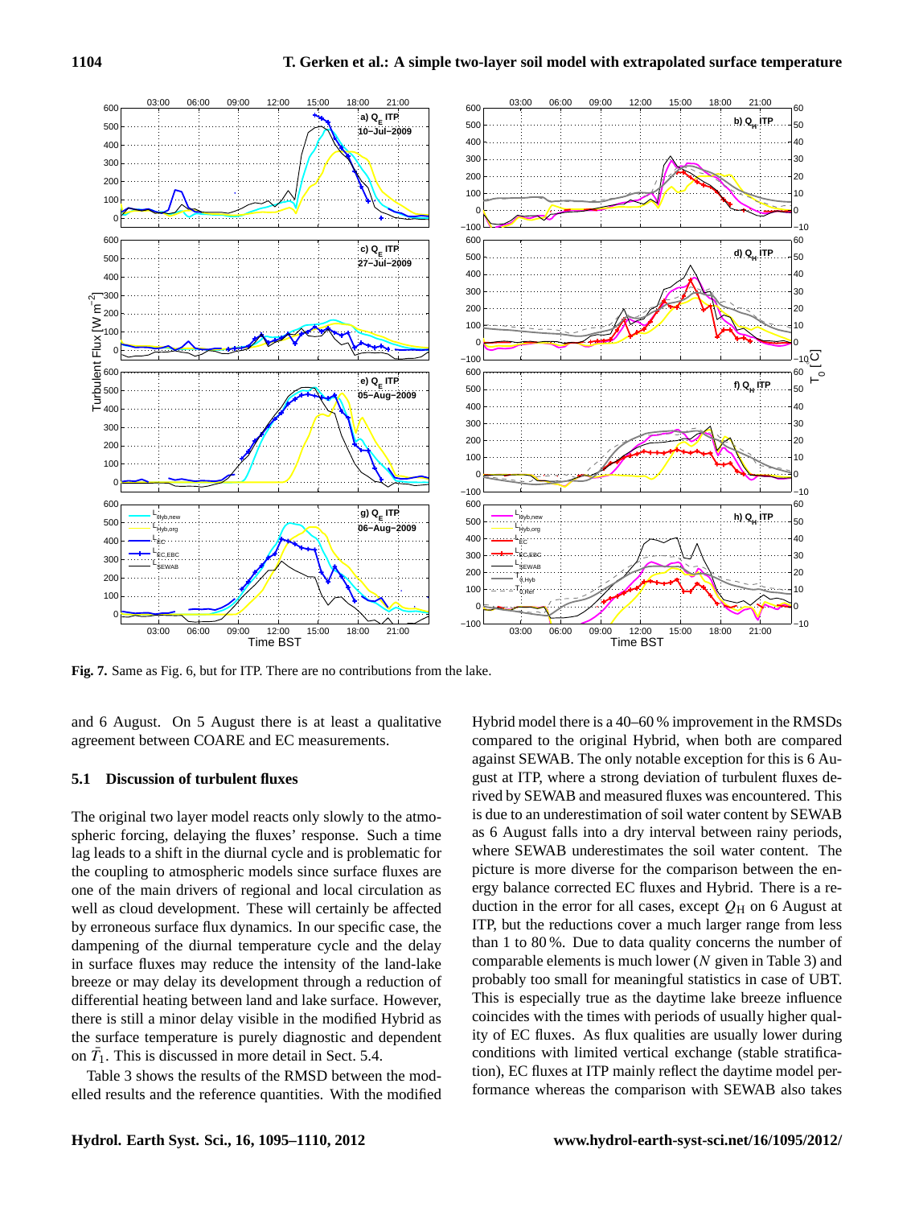**Fig. 7.** Same as Fig. 6, but for ITP. There are no contributions from the lake.

and 6 August. On 5 August there is at least a qualitative agreement between COARE and EC measurements.

### 5.1 Discussion of turbulent fluxes

The original two layer model reacts only slowly to the atmospheric forcing, delaying the fluxes' response. Such a time lag leads to a shift in the diurnal cycle and is problematic for the coupling to atmospheric models since surface fluxes are one of the main drivers of regional and local circulation as well as cloud development. These will certainly be affected by erroneous surface flux dynamics. In our specific case, the dampening of the diurnal temperature cycle and the delay in surface fluxes may reduce the intensity of the land-lake breeze or may delay its development through a reduction of differential heating between land and lake surface. However, there is still a minor delay visible in the modified Hybrid as the surface temperature is purely diagnostic and dependent on $\bar{T}_1$. This is discussed in more detail in Sect. 5.4.

Table 3 shows the results of the RMSD between the modelled results and the reference quantities. With the modified Hybrid model there is a 40–60 % improvement in the RMSDs compared to the original Hybrid, when both are compared against SEWAB. The only notable exception for this is 6 August at ITP, where a strong deviation of turbulent fluxes derived by SEWAB and measured fluxes was encountered. This is due to an underestimation of soil water content by SEWAB as 6 August falls into a dry interval between rainy periods, where SEWAB underestimates the soil water content. The picture is more diverse for the comparison between the energy balance corrected EC fluxes and Hybrid. There is a reduction in the error for all cases, except $Q_H$ on 6 August at ITP, but the reductions cover a much larger range from less than 1 to 80 %. Due to data quality concerns the number of comparable elements is much lower ($N$ given in Table 3) and probably too small for meaningful statistics in case of UBT. This is especially true as the daytime lake breeze influence coincides with the times with periods of usually higher quality of EC fluxes. As flux qualities are usually lower during conditions with limited vertical exchange (stable stratification), EC fluxes at ITP mainly reflect the daytime model performance whereas the comparison with SEWAB also takes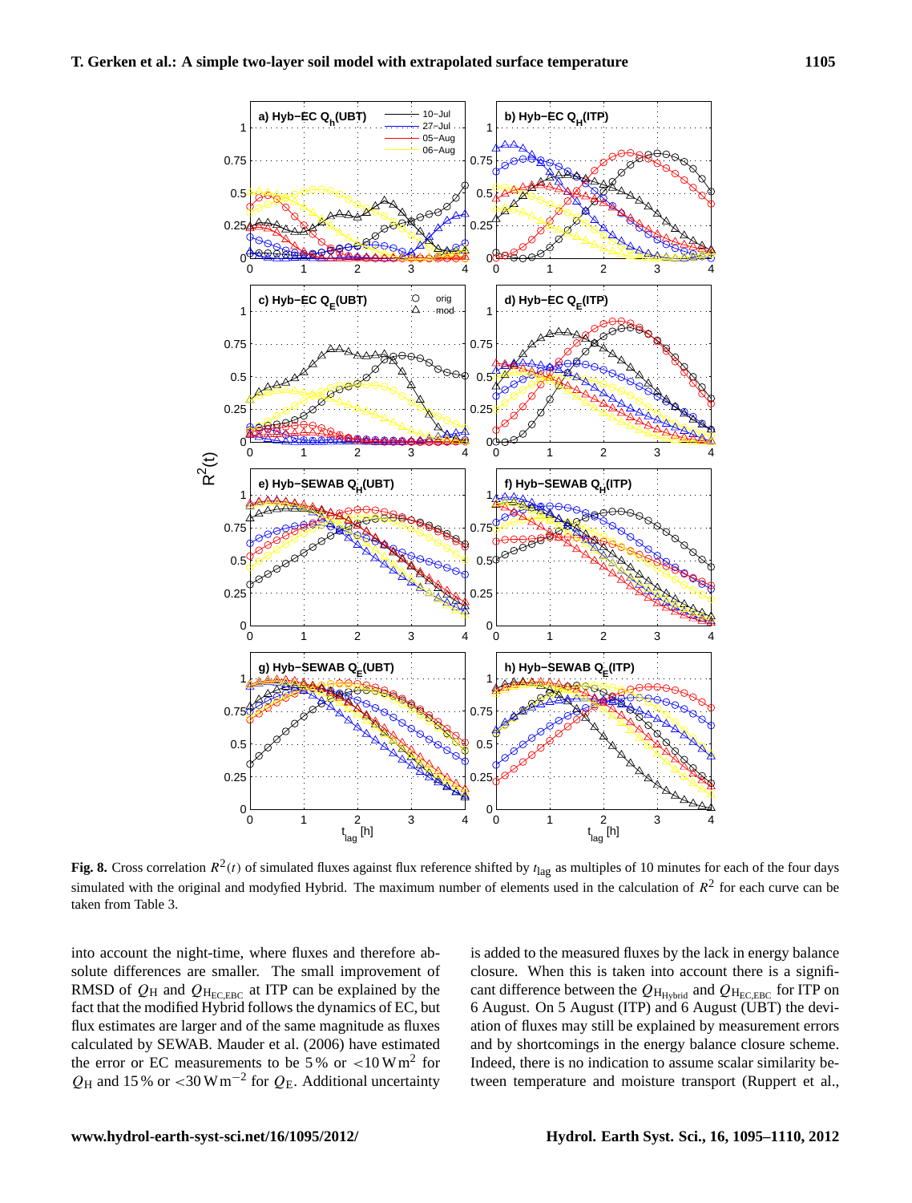**Fig. 8.** Cross correlation $R^2(t)$ of simulated fluxes against flux reference shifted by $t_{\text{lag}}$ as multiples of 10 minutes for each of the four days simulated with the original and modyfied Hybrid. The maximum number of elements used in the calculation of $R^2$ for each curve can be taken from Table 3.

into account the night-time, where fluxes and therefore absolute differences are smaller. The small improvement of RMSD of $Q_{\text{H}}$ and $Q_{\text{H}_{\text{EC,EBC}}}$ at ITP can be explained by the fact that the modified Hybrid follows the dynamics of EC, but flux estimates are larger and of the same magnitude as fluxes calculated by SEWAB. Mauder et al. (2006) have estimated the error or EC measurements to be 5 % or $<10\,\text{W}\,\text{m}^2$ for $Q_{\text{H}}$ and 15 % or $<30\,\text{W}\,\text{m}^{-2}$ for $Q_{\text{E}}$. Additional uncertainty is added to the measured fluxes by the lack in energy balance closure. When this is taken into account there is a significant difference between the $Q_{\text{H}_{\text{Hybrid}}}$ and $Q_{\text{H}_{\text{EC,EBC}}}$ for ITP on 6 August. On 5 August (ITP) and 6 August (UBT) the deviation of fluxes may still be explained by measurement errors and by shortcomings in the energy balance closure scheme. Indeed, there is no indication to assume scalar similarity between temperature and moisture transport (Ruppert et al.,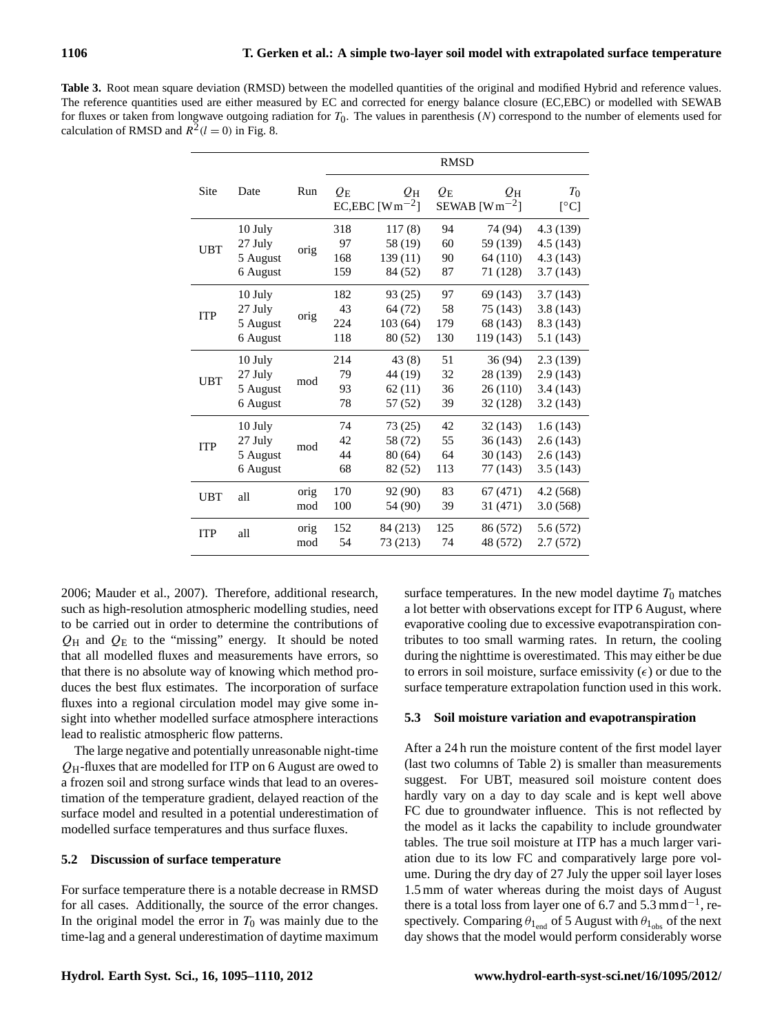**Table 3.** Root mean square deviation (RMSD) between the modelled quantities of the original and modified Hybrid and reference values. The reference quantities used are either measured by EC and corrected for energy balance closure (EC,EBC) or modelled with SEWAB for fluxes or taken from longwave outgoing radiation for $T_0$. The values in parenthesis ($N$) correspond to the number of elements used for calculation of RMSD and $R^2(l=0)$ in Fig. 8.

| Site | Date | Run | RMSD | | | | |
|---|---|---|---|---|---|---|---|
| | | | $Q_E$ | $Q_H$ | $Q_E$ | $Q_H$ | $T_0$ |
| | | | EC,EBC [$\mathrm{W\,m^{-2}}$] | | SEWAB [$\mathrm{W\,m^{-2}}$] | | [°C] |
| UBT | 10 July | orig | 318 | 117 (8) | 94 | 74 (94) | 4.3 (139) |
| | 27 July | | 97 | 58 (19) | 60 | 59 (139) | 4.5 (143) |
| | 5 August | | 168 | 139 (11) | 90 | 64 (110) | 4.3 (143) |
| | 6 August | | 159 | 84 (52) | 87 | 71 (128) | 3.7 (143) |
| ITP | 10 July | orig | 182 | 93 (25) | 97 | 69 (143) | 3.7 (143) |
| | 27 July | | 43 | 64 (72) | 58 | 75 (143) | 3.8 (143) |
| | 5 August | | 224 | 103 (64) | 179 | 68 (143) | 8.3 (143) |
| | 6 August | | 118 | 80 (52) | 130 | 119 (143) | 5.1 (143) |
| UBT | 10 July | mod | 214 | 43 (8) | 51 | 36 (94) | 2.3 (139) |
| | 27 July | | 79 | 44 (19) | 32 | 28 (139) | 2.9 (143) |
| | 5 August | | 93 | 62 (11) | 36 | 26 (110) | 3.4 (143) |
| | 6 August | | 78 | 57 (52) | 39 | 32 (128) | 3.2 (143) |
| ITP | 10 July | mod | 74 | 73 (25) | 42 | 32 (143) | 1.6 (143) |
| | 27 July | | 42 | 58 (72) | 55 | 36 (143) | 2.6 (143) |
| | 5 August | | 44 | 80 (64) | 64 | 30 (143) | 2.6 (143) |
| | 6 August | | 68 | 82 (52) | 113 | 77 (143) | 3.5 (143) |
| UBT | all | orig | 170 | 92 (90) | 83 | 67 (471) | 4.2 (568) |
| | | mod | 100 | 54 (90) | 39 | 31 (471) | 3.0 (568) |
| ITP | all | orig | 152 | 84 (213) | 125 | 86 (572) | 5.6 (572) |
| | | mod | 54 | 73 (213) | 74 | 48 (572) | 2.7 (572) |

2006; Mauder et al., 2007). Therefore, additional research, such as high-resolution atmospheric modelling studies, need to be carried out in order to determine the contributions of $Q_H$ and $Q_E$ to the "missing" energy. It should be noted that all modelled fluxes and measurements have errors, so that there is no absolute way of knowing which method produces the best flux estimates. The incorporation of surface fluxes into a regional circulation model may give some insight into whether modelled surface atmosphere interactions lead to realistic atmospheric flow patterns.

The large negative and potentially unreasonable night-time $Q_H$-fluxes that are modelled for ITP on 6 August are owed to a frozen soil and strong surface winds that lead to an overestimation of the temperature gradient, delayed reaction of the surface model and resulted in a potential underestimation of modelled surface temperatures and thus surface fluxes.

### 5.2 Discussion of surface temperature

For surface temperature there is a notable decrease in RMSD for all cases. Additionally, the source of the error changes. In the original model the error in $T_0$ was mainly due to the time-lag and a general underestimation of daytime maximum surface temperatures. In the new model daytime $T_0$ matches a lot better with observations except for ITP 6 August, where evaporative cooling due to excessive evapotranspiration contributes to too small warming rates. In return, the cooling during the nighttime is overestimated. This may either be due to errors in soil moisture, surface emissivity ($\epsilon$) or due to the surface temperature extrapolation function used in this work.

### 5.3 Soil moisture variation and evapotranspiration

After a 24 h run the moisture content of the first model layer (last two columns of Table 2) is smaller than measurements suggest. For UBT, measured soil moisture content does hardly vary on a day to day scale and is kept well above FC due to groundwater influence. This is not reflected by the model as it lacks the capability to include groundwater tables. The true soil moisture at ITP has a much larger variation due to its low FC and comparatively large pore volume. During the dry day of 27 July the upper soil layer loses 1.5 mm of water whereas during the moist days of August there is a total loss from layer one of 6.7 and 5.3 $\mathrm{mm\,d^{-1}}$, respectively. Comparing $\theta_{1_{\mathrm{end}}}$ of 5 August with $\theta_{1_{\mathrm{obs}}}$ of the next day shows that the model would perform considerably worse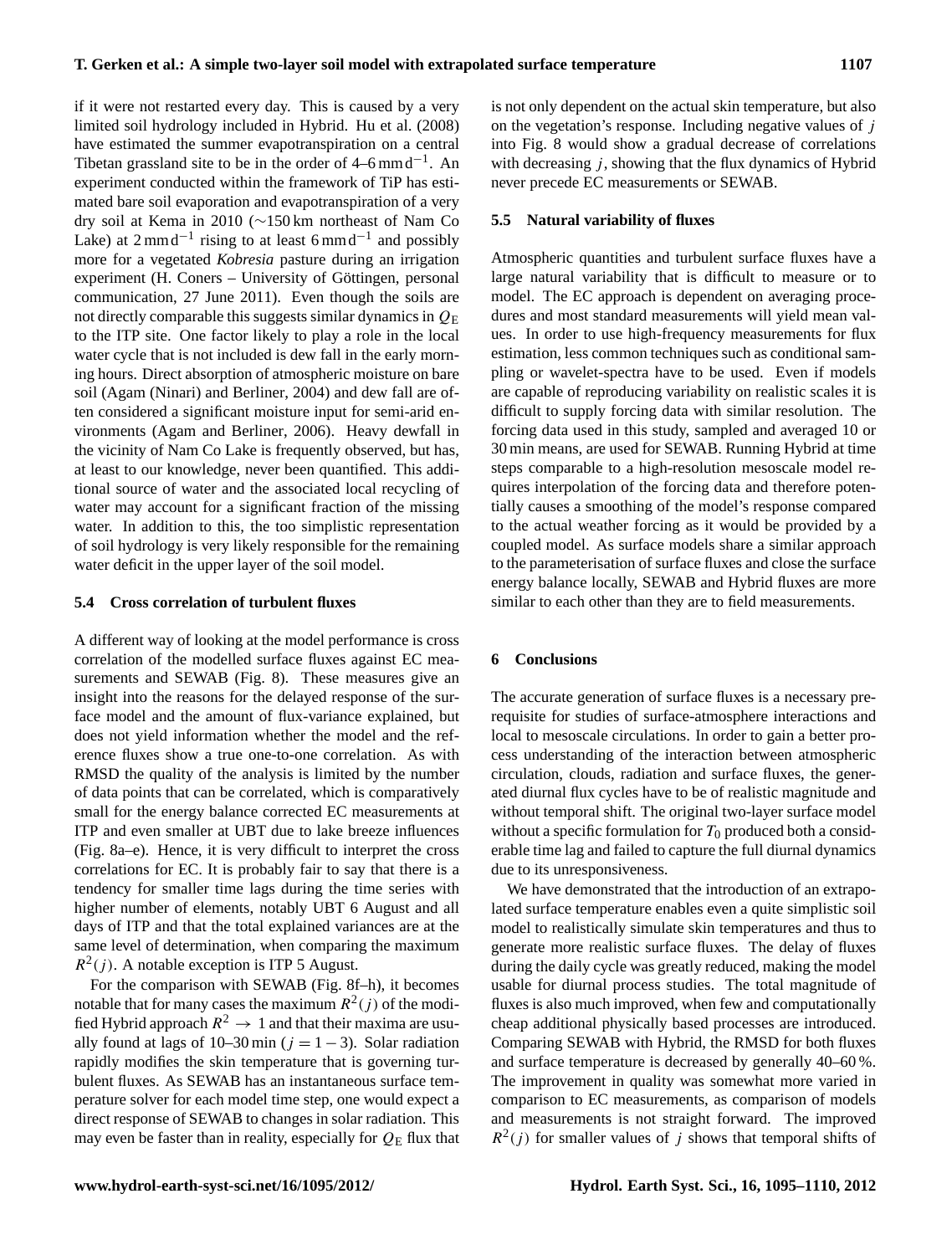if it were not restarted every day. This is caused by a very limited soil hydrology included in Hybrid. Hu et al. (2008) have estimated the summer evapotranspiration on a central Tibetan grassland site to be in the order of 4–6 mm d$^{-1}$. An experiment conducted within the framework of TiP has estimated bare soil evaporation and evapotranspiration of a very dry soil at Kema in 2010 (∼150 km northeast of Nam Co Lake) at 2 mm d$^{-1}$ rising to at least 6 mm d$^{-1}$ and possibly more for a vegetated *Kobresia* pasture during an irrigation experiment (H. Coners – University of Göttingen, personal communication, 27 June 2011). Even though the soils are not directly comparable this suggests similar dynamics in $Q_E$ to the ITP site. One factor likely to play a role in the local water cycle that is not included is dew fall in the early morning hours. Direct absorption of atmospheric moisture on bare soil (Agam (Ninari) and Berliner, 2004) and dew fall are often considered a significant moisture input for semi-arid environments (Agam and Berliner, 2006). Heavy dewfall in the vicinity of Nam Co Lake is frequently observed, but has, at least to our knowledge, never been quantified. This additional source of water and the associated local recycling of water may account for a significant fraction of the missing water. In addition to this, the too simplistic representation of soil hydrology is very likely responsible for the remaining water deficit in the upper layer of the soil model.

### 5.4 Cross correlation of turbulent fluxes

A different way of looking at the model performance is cross correlation of the modelled surface fluxes against EC measurements and SEWAB (Fig. 8). These measures give an insight into the reasons for the delayed response of the surface model and the amount of flux-variance explained, but does not yield information whether the model and the reference fluxes show a true one-to-one correlation. As with RMSD the quality of the analysis is limited by the number of data points that can be correlated, which is comparatively small for the energy balance corrected EC measurements at ITP and even smaller at UBT due to lake breeze influences (Fig. 8a–e). Hence, it is very difficult to interpret the cross correlations for EC. It is probably fair to say that there is a tendency for smaller time lags during the time series with higher number of elements, notably UBT 6 August and all days of ITP and that the total explained variances are at the same level of determination, when comparing the maximum $R^2(j)$. A notable exception is ITP 5 August.

For the comparison with SEWAB (Fig. 8f–h), it becomes notable that for many cases the maximum $R^2(j)$ of the modified Hybrid approach $R^2 \rightarrow 1$ and that their maxima are usually found at lags of 10–30 min ($j = 1-3$). Solar radiation rapidly modifies the skin temperature that is governing turbulent fluxes. As SEWAB has an instantaneous surface temperature solver for each model time step, one would expect a direct response of SEWAB to changes in solar radiation. This may even be faster than in reality, especially for $Q_E$ flux that is not only dependent on the actual skin temperature, but also on the vegetation's response. Including negative values of $j$ into Fig. 8 would show a gradual decrease of correlations with decreasing $j$, showing that the flux dynamics of Hybrid never precede EC measurements or SEWAB.

### 5.5 Natural variability of fluxes

Atmospheric quantities and turbulent surface fluxes have a large natural variability that is difficult to measure or to model. The EC approach is dependent on averaging procedures and most standard measurements will yield mean values. In order to use high-frequency measurements for flux estimation, less common techniques such as conditional sampling or wavelet-spectra have to be used. Even if models are capable of reproducing variability on realistic scales it is difficult to supply forcing data with similar resolution. The forcing data used in this study, sampled and averaged 10 or 30 min means, are used for SEWAB. Running Hybrid at time steps comparable to a high-resolution mesoscale model requires interpolation of the forcing data and therefore potentially causes a smoothing of the model's response compared to the actual weather forcing as it would be provided by a coupled model. As surface models share a similar approach to the parameterisation of surface fluxes and close the surface energy balance locally, SEWAB and Hybrid fluxes are more similar to each other than they are to field measurements.

## 6 Conclusions

The accurate generation of surface fluxes is a necessary prerequisite for studies of surface-atmosphere interactions and local to mesoscale circulations. In order to gain a better process understanding of the interaction between atmospheric circulation, clouds, radiation and surface fluxes, the generated diurnal flux cycles have to be of realistic magnitude and without temporal shift. The original two-layer surface model without a specific formulation for $T_0$ produced both a considerable time lag and failed to capture the full diurnal dynamics due to its unresponsiveness.

We have demonstrated that the introduction of an extrapolated surface temperature enables even a quite simplistic soil model to realistically simulate skin temperatures and thus to generate more realistic surface fluxes. The delay of fluxes during the daily cycle was greatly reduced, making the model usable for diurnal process studies. The total magnitude of fluxes is also much improved, when few and computationally cheap additional physically based processes are introduced. Comparing SEWAB with Hybrid, the RMSD for both fluxes and surface temperature is decreased by generally 40–60 %. The improvement in quality was somewhat more varied in comparison to EC measurements, as comparison of models and measurements is not straight forward. The improved $R^2(j)$ for smaller values of $j$ shows that temporal shifts of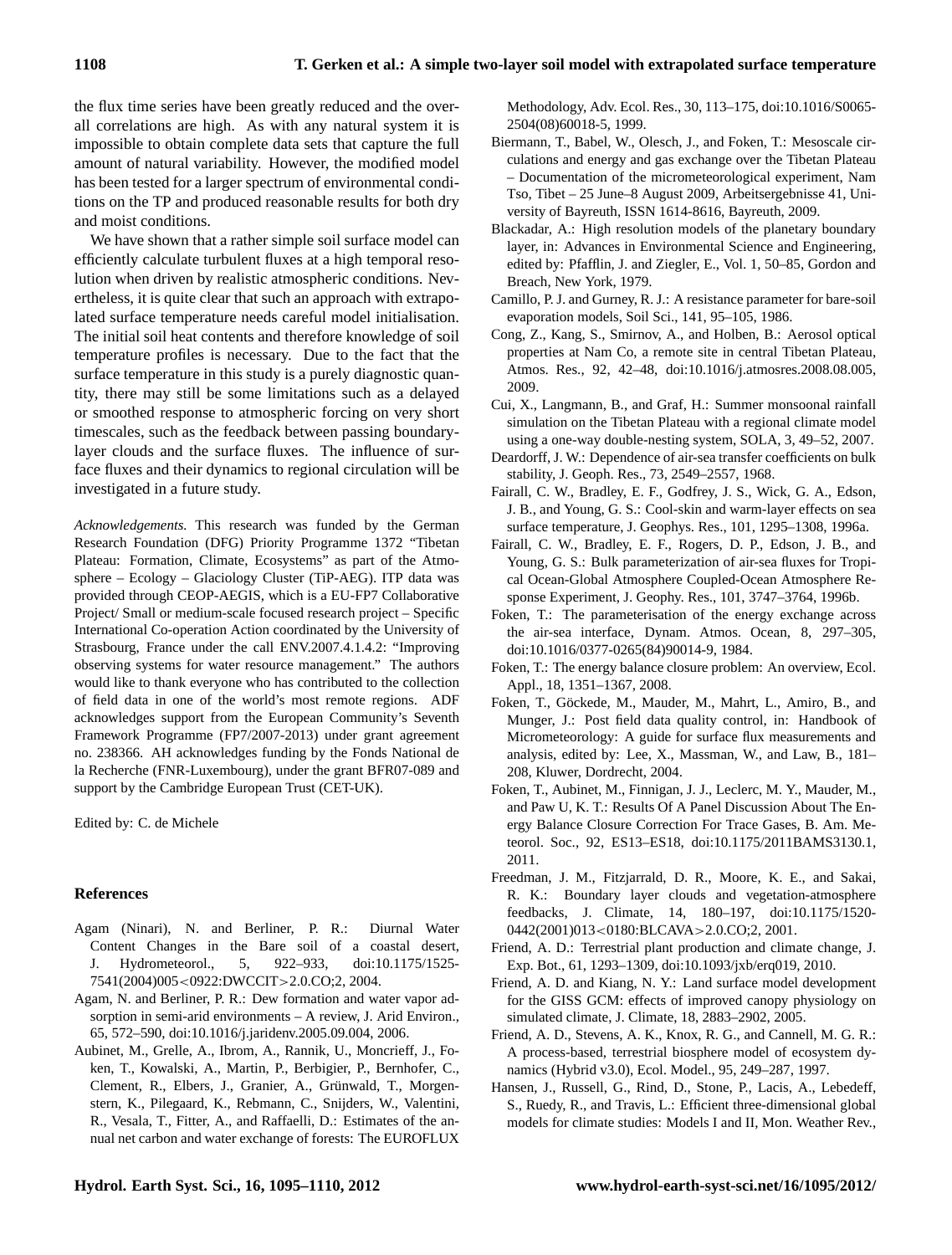the flux time series have been greatly reduced and the overall correlations are high. As with any natural system it is impossible to obtain complete data sets that capture the full amount of natural variability. However, the modified model has been tested for a larger spectrum of environmental conditions on the TP and produced reasonable results for both dry and moist conditions.

We have shown that a rather simple soil surface model can efficiently calculate turbulent fluxes at a high temporal resolution when driven by realistic atmospheric conditions. Nevertheless, it is quite clear that such an approach with extrapolated surface temperature needs careful model initialisation. The initial soil heat contents and therefore knowledge of soil temperature profiles is necessary. Due to the fact that the surface temperature in this study is a purely diagnostic quantity, there may still be some limitations such as a delayed or smoothed response to atmospheric forcing on very short timescales, such as the feedback between passing boundary-layer clouds and the surface fluxes. The influence of surface fluxes and their dynamics to regional circulation will be investigated in a future study.

*Acknowledgements.* This research was funded by the German Research Foundation (DFG) Priority Programme 1372 "Tibetan Plateau: Formation, Climate, Ecosystems" as part of the Atmosphere – Ecology – Glaciology Cluster (TiP-AEG). ITP data was provided through CEOP-AEGIS, which is a EU-FP7 Collaborative Project/ Small or medium-scale focused research project – Specific International Co-operation Action coordinated by the University of Strasbourg, France under the call ENV.2007.4.1.4.2: "Improving observing systems for water resource management." The authors would like to thank everyone who has contributed to the collection of field data in one of the world's most remote regions. ADF acknowledges support from the European Community's Seventh Framework Programme (FP7/2007-2013) under grant agreement no. 238366. AH acknowledges funding by the Fonds National de la Recherche (FNR-Luxembourg), under the grant BFR07-089 and support by the Cambridge European Trust (CET-UK).

Edited by: C. de Michele

## References

Agam (Ninari), N. and Berliner, P. R.: Diurnal Water Content Changes in the Bare soil of a coastal desert, J. Hydrometeorol., 5, 922–933, doi:10.1175/1525-7541(2004)005<0922:DWCCIT>2.0.CO;2, 2004.

Agam, N. and Berliner, P. R.: Dew formation and water vapor adsorption in semi-arid environments – A review, J. Arid Environ., 65, 572–590, doi:10.1016/j.jaridenv.2005.09.004, 2006.

Aubinet, M., Grelle, A., Ibrom, A., Rannik, U., Moncrieff, J., Foken, T., Kowalski, A., Martin, P., Berbigier, P., Bernhofer, C., Clement, R., Elbers, J., Granier, A., Grünwald, T., Morgenstern, K., Pilegaard, K., Rebmann, C., Snijders, W., Valentini, R., Vesala, T., Fitter, A., and Raffaelli, D.: Estimates of the annual net carbon and water exchange of forests: The EUROFLUX Methodology, Adv. Ecol. Res., 30, 113–175, doi:10.1016/S0065-2504(08)60018-5, 1999.

Biermann, T., Babel, W., Olesch, J., and Foken, T.: Mesoscale circulations and energy and gas exchange over the Tibetan Plateau – Documentation of the micrometeorological experiment, Nam Tso, Tibet – 25 June–8 August 2009, Arbeitsergebnisse 41, University of Bayreuth, ISSN 1614-8616, Bayreuth, 2009.

Blackadar, A.: High resolution models of the planetary boundary layer, in: Advances in Environmental Science and Engineering, edited by: Pfafflin, J. and Ziegler, E., Vol. 1, 50–85, Gordon and Breach, New York, 1979.

Camillo, P. J. and Gurney, R. J.: A resistance parameter for bare-soil evaporation models, Soil Sci., 141, 95–105, 1986.

Cong, Z., Kang, S., Smirnov, A., and Holben, B.: Aerosol optical properties at Nam Co, a remote site in central Tibetan Plateau, Atmos. Res., 92, 42–48, doi:10.1016/j.atmosres.2008.08.005, 2009.

Cui, X., Langmann, B., and Graf, H.: Summer monsoonal rainfall simulation on the Tibetan Plateau with a regional climate model using a one-way double-nesting system, SOLA, 3, 49–52, 2007.

Deardorff, J. W.: Dependence of air-sea transfer coefficients on bulk stability, J. Geoph. Res., 73, 2549–2557, 1968.

Fairall, C. W., Bradley, E. F., Godfrey, J. S., Wick, G. A., Edson, J. B., and Young, G. S.: Cool-skin and warm-layer effects on sea surface temperature, J. Geophys. Res., 101, 1295–1308, 1996a.

Fairall, C. W., Bradley, E. F., Rogers, D. P., Edson, J. B., and Young, G. S.: Bulk parameterization of air-sea fluxes for Tropical Ocean-Global Atmosphere Coupled-Ocean Atmosphere Response Experiment, J. Geophy. Res., 101, 3747–3764, 1996b.

Foken, T.: The parameterisation of the energy exchange across the air-sea interface, Dynam. Atmos. Ocean, 8, 297–305, doi:10.1016/0377-0265(84)90014-9, 1984.

Foken, T.: The energy balance closure problem: An overview, Ecol. Appl., 18, 1351–1367, 2008.

Foken, T., Göckede, M., Mauder, M., Mahrt, L., Amiro, B., and Munger, J.: Post field data quality control, in: Handbook of Micrometeorology: A guide for surface flux measurements and analysis, edited by: Lee, X., Massman, W., and Law, B., 181–208, Kluwer, Dordrecht, 2004.

Foken, T., Aubinet, M., Finnigan, J. J., Leclerc, M. Y., Mauder, M., and Paw U, K. T.: Results Of A Panel Discussion About The Energy Balance Closure Correction For Trace Gases, B. Am. Meteorol. Soc., 92, ES13–ES18, doi:10.1175/2011BAMS3130.1, 2011.

Freedman, J. M., Fitzjarrald, D. R., Moore, K. E., and Sakai, R. K.: Boundary layer clouds and vegetation-atmosphere feedbacks, J. Climate, 14, 180–197, doi:10.1175/1520-0442(2001)013<0180:BLCAVA>2.0.CO;2, 2001.

Friend, A. D.: Terrestrial plant production and climate change, J. Exp. Bot., 61, 1293–1309, doi:10.1093/jxb/erq019, 2010.

Friend, A. D. and Kiang, N. Y.: Land surface model development for the GISS GCM: effects of improved canopy physiology on simulated climate, J. Climate, 18, 2883–2902, 2005.

Friend, A. D., Stevens, A. K., Knox, R. G., and Cannell, M. G. R.: A process-based, terrestrial biosphere model of ecosystem dynamics (Hybrid v3.0), Ecol. Model., 95, 249–287, 1997.

Hansen, J., Russell, G., Rind, D., Stone, P., Lacis, A., Lebedeff, S., Ruedy, R., and Travis, L.: Efficient three-dimensional global models for climate studies: Models I and II, Mon. Weather Rev.,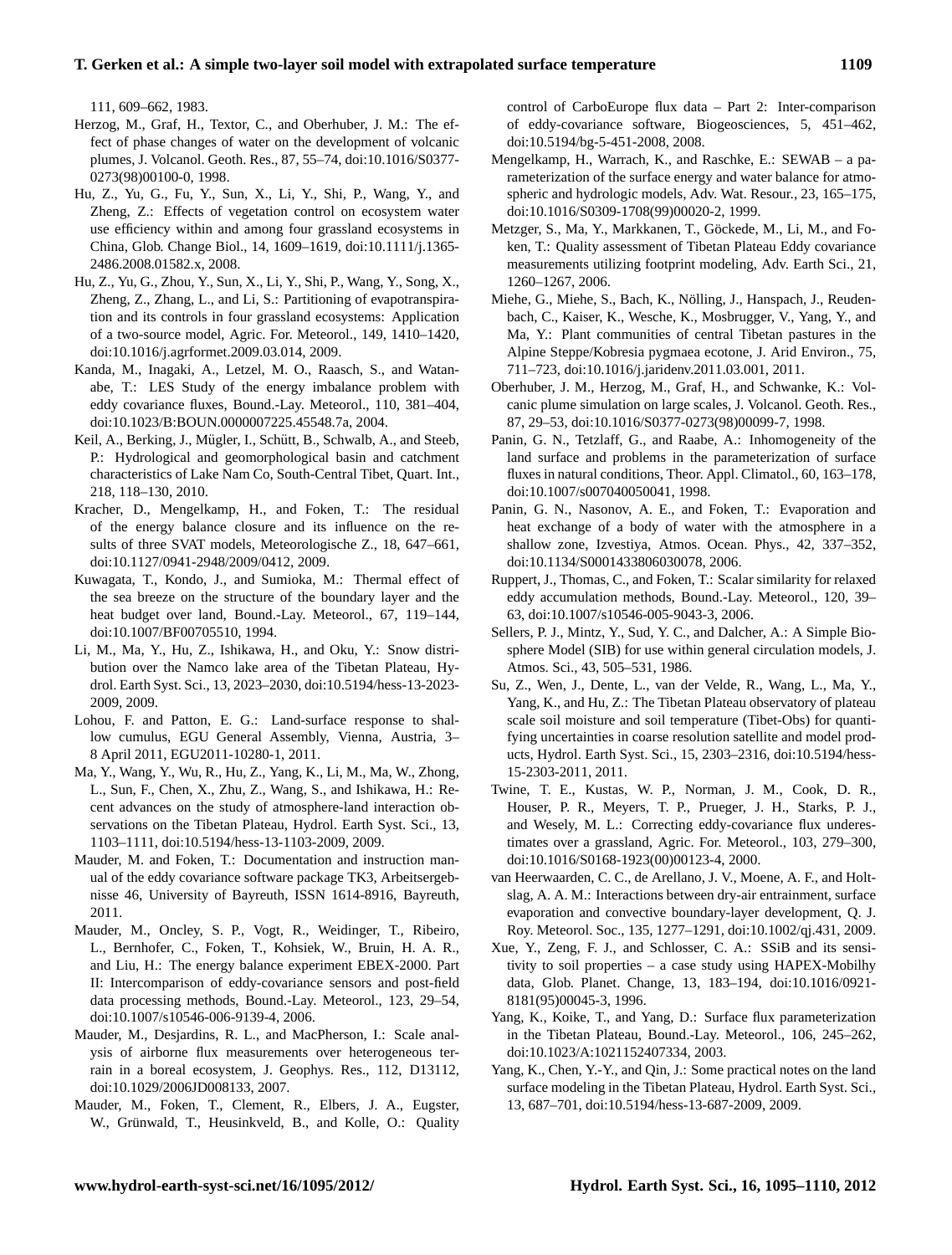111, 609–662, 1983.

Herzog, M., Graf, H., Textor, C., and Oberhuber, J. M.: The effect of phase changes of water on the development of volcanic plumes, J. Volcanol. Geoth. Res., 87, 55–74, doi:10.1016/S0377-0273(98)00100-0, 1998.

Hu, Z., Yu, G., Fu, Y., Sun, X., Li, Y., Shi, P., Wang, Y., and Zheng, Z.: Effects of vegetation control on ecosystem water use efficiency within and among four grassland ecosystems in China, Glob. Change Biol., 14, 1609–1619, doi:10.1111/j.1365-2486.2008.01582.x, 2008.

Hu, Z., Yu, G., Zhou, Y., Sun, X., Li, Y., Shi, P., Wang, Y., Song, X., Zheng, Z., Zhang, L., and Li, S.: Partitioning of evapotranspiration and its controls in four grassland ecosystems: Application of a two-source model, Agric. For. Meteorol., 149, 1410–1420, doi:10.1016/j.agrformet.2009.03.014, 2009.

Kanda, M., Inagaki, A., Letzel, M. O., Raasch, S., and Watanabe, T.: LES Study of the energy imbalance problem with eddy covariance fluxes, Bound.-Lay. Meteorol., 110, 381–404, doi:10.1023/B:BOUN.0000007225.45548.7a, 2004.

Keil, A., Berking, J., Mügler, I., Schütt, B., Schwalb, A., and Steeb, P.: Hydrological and geomorphological basin and catchment characteristics of Lake Nam Co, South-Central Tibet, Quart. Int., 218, 118–130, 2010.

Kracher, D., Mengelkamp, H., and Foken, T.: The residual of the energy balance closure and its influence on the results of three SVAT models, Meteorologische Z., 18, 647–661, doi:10.1127/0941-2948/2009/0412, 2009.

Kuwagata, T., Kondo, J., and Sumioka, M.: Thermal effect of the sea breeze on the structure of the boundary layer and the heat budget over land, Bound.-Lay. Meteorol., 67, 119–144, doi:10.1007/BF00705510, 1994.

Li, M., Ma, Y., Hu, Z., Ishikawa, H., and Oku, Y.: Snow distribution over the Namco lake area of the Tibetan Plateau, Hydrol. Earth Syst. Sci., 13, 2023–2030, doi:10.5194/hess-13-2023-2009, 2009.

Lohou, F. and Patton, E. G.: Land-surface response to shallow cumulus, EGU General Assembly, Vienna, Austria, 3–8 April 2011, EGU2011-10280-1, 2011.

Ma, Y., Wang, Y., Wu, R., Hu, Z., Yang, K., Li, M., Ma, W., Zhong, L., Sun, F., Chen, X., Zhu, Z., Wang, S., and Ishikawa, H.: Recent advances on the study of atmosphere-land interaction observations on the Tibetan Plateau, Hydrol. Earth Syst. Sci., 13, 1103–1111, doi:10.5194/hess-13-1103-2009, 2009.

Mauder, M. and Foken, T.: Documentation and instruction manual of the eddy covariance software package TK3, Arbeitsergebnisse 46, University of Bayreuth, ISSN 1614-8916, Bayreuth, 2011.

Mauder, M., Oncley, S. P., Vogt, R., Weidinger, T., Ribeiro, L., Bernhofer, C., Foken, T., Kohsiek, W., Bruin, H. A. R., and Liu, H.: The energy balance experiment EBEX-2000. Part II: Intercomparison of eddy-covariance sensors and post-field data processing methods, Bound.-Lay. Meteorol., 123, 29–54, doi:10.1007/s10546-006-9139-4, 2006.

Mauder, M., Desjardins, R. L., and MacPherson, I.: Scale analysis of airborne flux measurements over heterogeneous terrain in a boreal ecosystem, J. Geophys. Res., 112, D13112, doi:10.1029/2006JD008133, 2007.

Mauder, M., Foken, T., Clement, R., Elbers, J. A., Eugster, W., Grünwald, T., Heusinkveld, B., and Kolle, O.: Quality control of CarboEurope flux data – Part 2: Inter-comparison of eddy-covariance software, Biogeosciences, 5, 451–462, doi:10.5194/bg-5-451-2008, 2008.

Mengelkamp, H., Warrach, K., and Raschke, E.: SEWAB – a parameterization of the surface energy and water balance for atmospheric and hydrologic models, Adv. Wat. Resour., 23, 165–175, doi:10.1016/S0309-1708(99)00020-2, 1999.

Metzger, S., Ma, Y., Markkanen, T., Göckede, M., Li, M., and Foken, T.: Quality assessment of Tibetan Plateau Eddy covariance measurements utilizing footprint modeling, Adv. Earth Sci., 21, 1260–1267, 2006.

Miehe, G., Miehe, S., Bach, K., Nölling, J., Hanspach, J., Reudenbach, C., Kaiser, K., Wesche, K., Mosbrugger, V., Yang, Y., and Ma, Y.: Plant communities of central Tibetan pastures in the Alpine Steppe/Kobresia pygmaea ecotone, J. Arid Environ., 75, 711–723, doi:10.1016/j.jaridenv.2011.03.001, 2011.

Oberhuber, J. M., Herzog, M., Graf, H., and Schwanke, K.: Volcanic plume simulation on large scales, J. Volcanol. Geoth. Res., 87, 29–53, doi:10.1016/S0377-0273(98)00099-7, 1998.

Panin, G. N., Tetzlaff, G., and Raabe, A.: Inhomogeneity of the land surface and problems in the parameterization of surface fluxes in natural conditions, Theor. Appl. Climatol., 60, 163–178, doi:10.1007/s007040050041, 1998.

Panin, G. N., Nasonov, A. E., and Foken, T.: Evaporation and heat exchange of a body of water with the atmosphere in a shallow zone, Izvestiya, Atmos. Ocean. Phys., 42, 337–352, doi:10.1134/S0001433806030078, 2006.

Ruppert, J., Thomas, C., and Foken, T.: Scalar similarity for relaxed eddy accumulation methods, Bound.-Lay. Meteorol., 120, 39–63, doi:10.1007/s10546-005-9043-3, 2006.

Sellers, P. J., Mintz, Y., Sud, Y. C., and Dalcher, A.: A Simple Biosphere Model (SIB) for use within general circulation models, J. Atmos. Sci., 43, 505–531, 1986.

Su, Z., Wen, J., Dente, L., van der Velde, R., Wang, L., Ma, Y., Yang, K., and Hu, Z.: The Tibetan Plateau observatory of plateau scale soil moisture and soil temperature (Tibet-Obs) for quantifying uncertainties in coarse resolution satellite and model products, Hydrol. Earth Syst. Sci., 15, 2303–2316, doi:10.5194/hess-15-2303-2011, 2011.

Twine, T. E., Kustas, W. P., Norman, J. M., Cook, D. R., Houser, P. R., Meyers, T. P., Prueger, J. H., Starks, P. J., and Wesely, M. L.: Correcting eddy-covariance flux underestimates over a grassland, Agric. For. Meteorol., 103, 279–300, doi:10.1016/S0168-1923(00)00123-4, 2000.

van Heerwaarden, C. C., de Arellano, J. V., Moene, A. F., and Holtslag, A. A. M.: Interactions between dry-air entrainment, surface evaporation and convective boundary-layer development, Q. J. Roy. Meteorol. Soc., 135, 1277–1291, doi:10.1002/qj.431, 2009.

Xue, Y., Zeng, F. J., and Schlosser, C. A.: SSiB and its sensitivity to soil properties – a case study using HAPEX-Mobilhy data, Glob. Planet. Change, 13, 183–194, doi:10.1016/0921-8181(95)00045-3, 1996.

Yang, K., Koike, T., and Yang, D.: Surface flux parameterization in the Tibetan Plateau, Bound.-Lay. Meteorol., 106, 245–262, doi:10.1023/A:1021152407334, 2003.

Yang, K., Chen, Y.-Y., and Qin, J.: Some practical notes on the land surface modeling in the Tibetan Plateau, Hydrol. Earth Syst. Sci., 13, 687–701, doi:10.5194/hess-13-687-2009, 2009.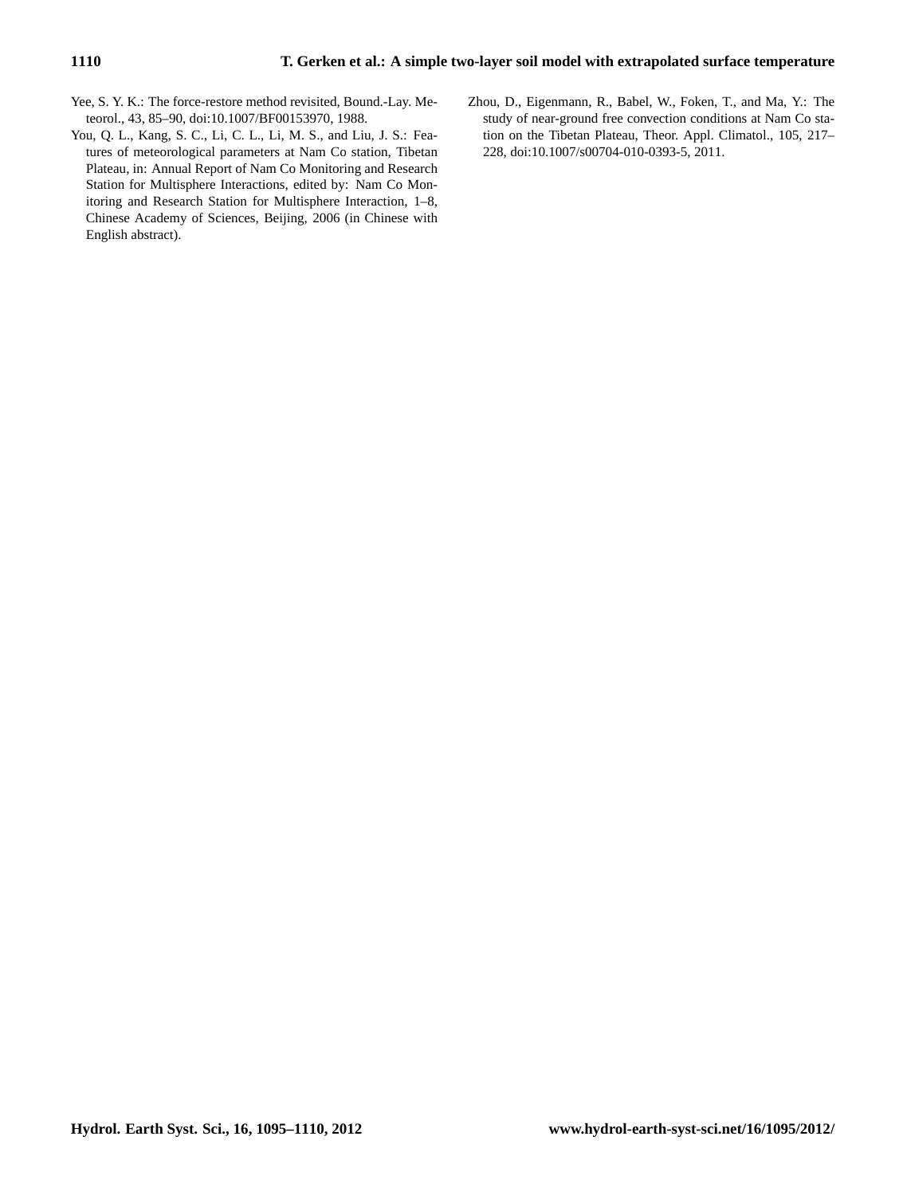Yee, S. Y. K.: The force-restore method revisited, Bound.-Lay. Meteorol., 43, 85–90, doi:10.1007/BF00153970, 1988.

You, Q. L., Kang, S. C., Li, C. L., Li, M. S., and Liu, J. S.: Features of meteorological parameters at Nam Co station, Tibetan Plateau, in: Annual Report of Nam Co Monitoring and Research Station for Multisphere Interactions, edited by: Nam Co Monitoring and Research Station for Multisphere Interaction, 1–8, Chinese Academy of Sciences, Beijing, 2006 (in Chinese with English abstract).

Zhou, D., Eigenmann, R., Babel, W., Foken, T., and Ma, Y.: The study of near-ground free convection conditions at Nam Co station on the Tibetan Plateau, Theor. Appl. Climatol., 105, 217–228, doi:10.1007/s00704-010-0393-5, 2011.